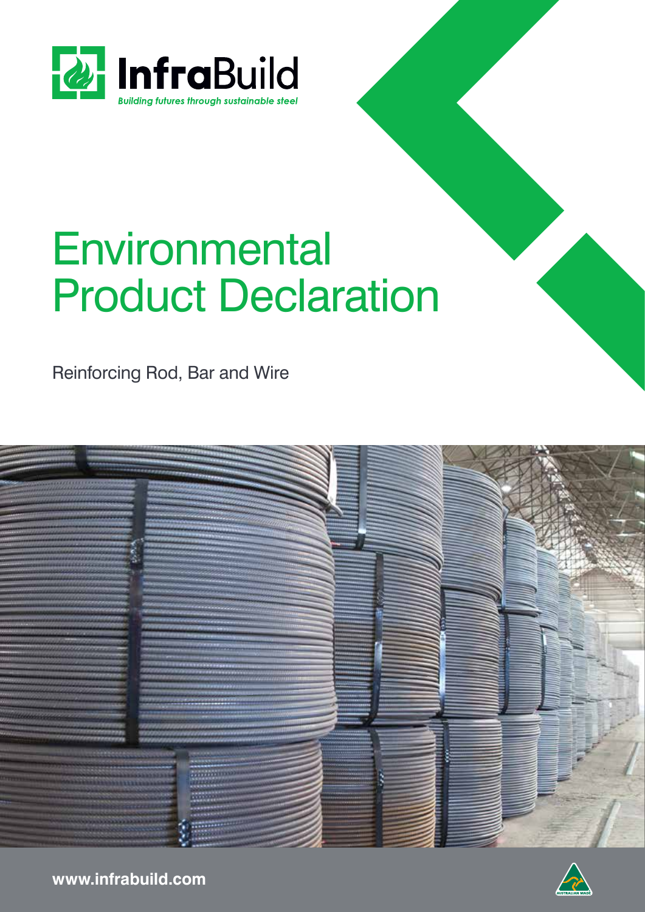InfraBuild

*Building futures through sustainable steel*

# Environmental Product Declaration

Reinforcing Rod, Bar and Wire

**www.infrabuild.com**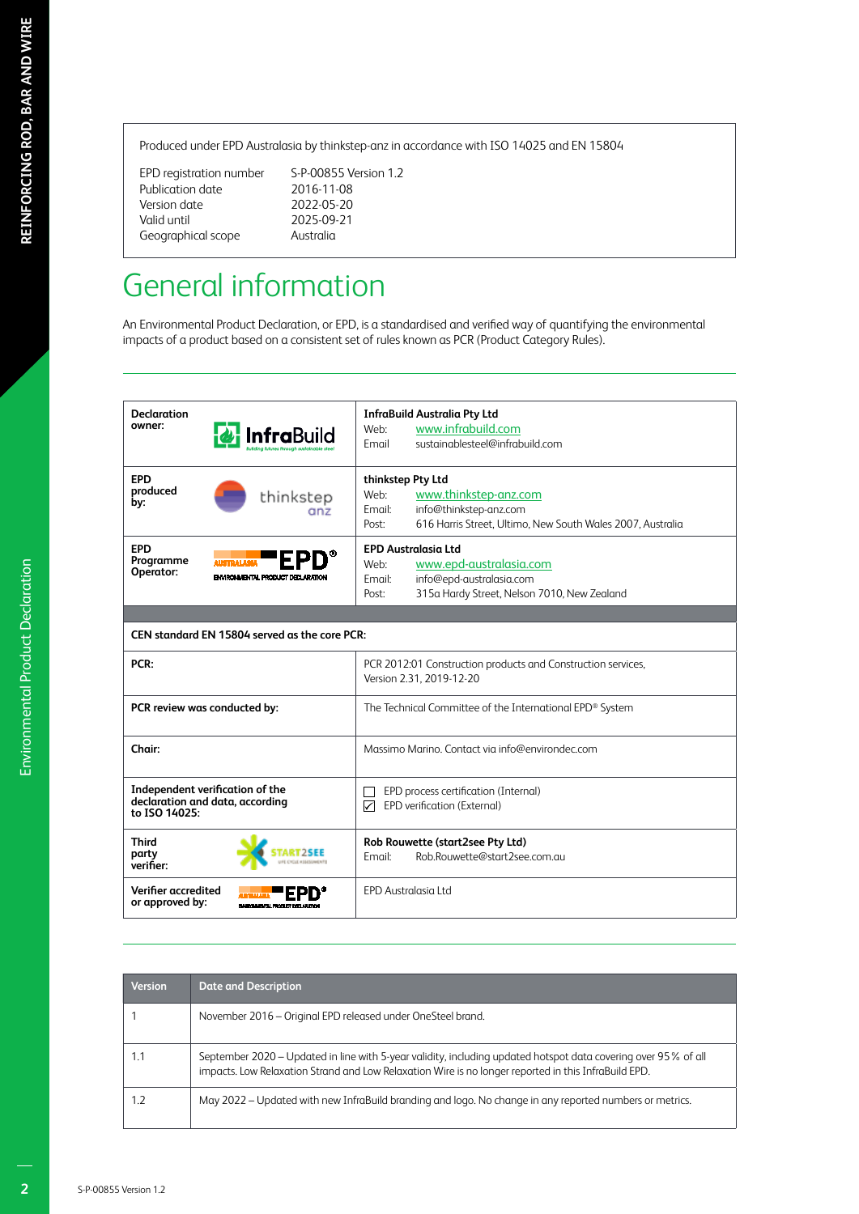Produced under EPD Australasia by thinkstep-anz in accordance with ISO 14025 and EN 15804

| | |
|---|---|
| EPD registration number | S-P-00855 Version 1.2 |
| Publication date | 2016-11-08 |
| Version date | 2022-05-20 |
| Valid until | 2025-09-21 |
| Geographical scope | Australia |

# General information

An Environmental Product Declaration, or EPD, is a standardised and verified way of quantifying the environmental impacts of a product based on a consistent set of rules known as PCR (Product Category Rules).

| | |
|---|---|
| **Declaration owner:** | **InfraBuild Australia Pty Ltd**<br>Web: www.infrabuild.com<br>Email: sustainablesteel@infrabuild.com |
| **EPD produced by:** | **thinkstep Pty Ltd**<br>Web: www.thinkstep-anz.com<br>Email: info@thinkstep-anz.com<br>Post: 616 Harris Street, Ultimo, New South Wales 2007, Australia |
| **EPD Programme Operator:** | **EPD Australasia Ltd**<br>Web: www.epd-australasia.com<br>Email: info@epd-australasia.com<br>Post: 315a Hardy Street, Nelson 7010, New Zealand |
| **CEN standard EN 15804 served as the core PCR:** | |
| **PCR:** | PCR 2012:01 Construction products and Construction services, Version 2.31, 2019-12-20 |
| **PCR review was conducted by:** | The Technical Committee of the International EPD® System |
| **Chair:** | Massimo Marino. Contact via info@environdec.com |
| **Independent verification of the declaration and data, according to ISO 14025:** | ☐ EPD process certification (Internal)<br>☑ EPD verification (External) |
| **Third party verifier:** | **Rob Rouwette (start2see Pty Ltd)**<br>Email: Rob.Rouwette@start2see.com.au |
| **Verifier accredited or approved by:** | EPD Australasia Ltd |

| Version | Date and Description |
|---|---|
| 1 | November 2016 – Original EPD released under OneSteel brand. |
| 1.1 | September 2020 – Updated in line with 5-year validity, including updated hotspot data covering over 95% of all impacts. Low Relaxation Strand and Low Relaxation Wire is no longer reported in this InfraBuild EPD. |
| 1.2 | May 2022 – Updated with new InfraBuild branding and logo. No change in any reported numbers or metrics. |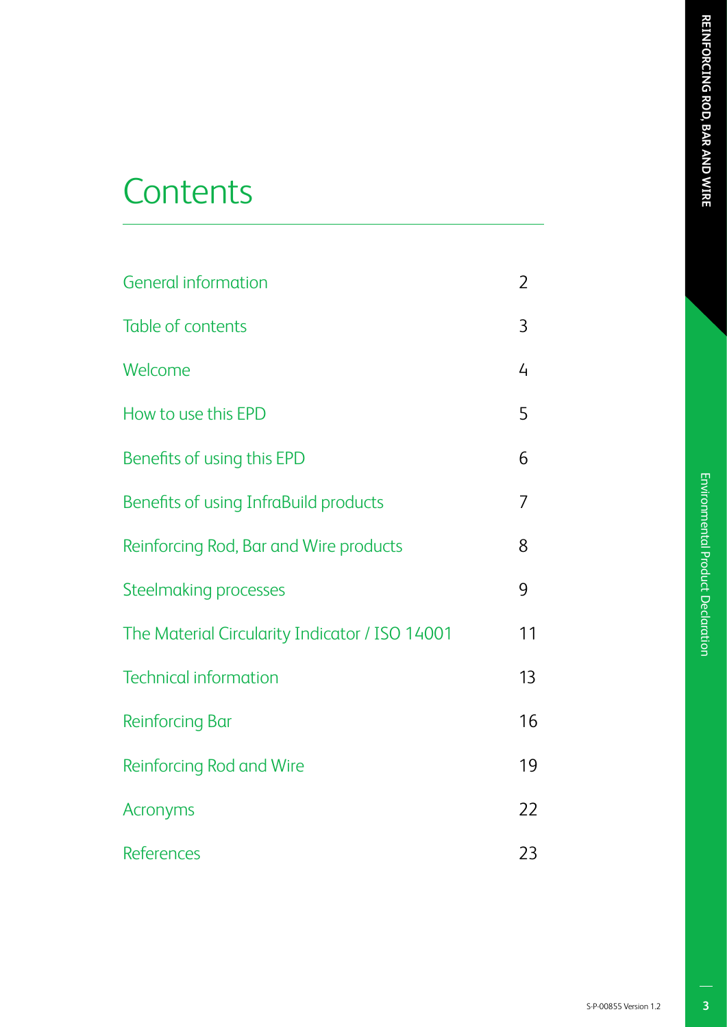# Contents

| | |
|---|---|
| General information | 2 |
| Table of contents | 3 |
| Welcome | 4 |
| How to use this EPD | 5 |
| Benefits of using this EPD | 6 |
| Benefits of using InfraBuild products | 7 |
| Reinforcing Rod, Bar and Wire products | 8 |
| Steelmaking processes | 9 |
| The Material Circularity Indicator / ISO 14001 | 11 |
| Technical information | 13 |
| Reinforcing Bar | 16 |
| Reinforcing Rod and Wire | 19 |
| Acronyms | 22 |
| References | 23 |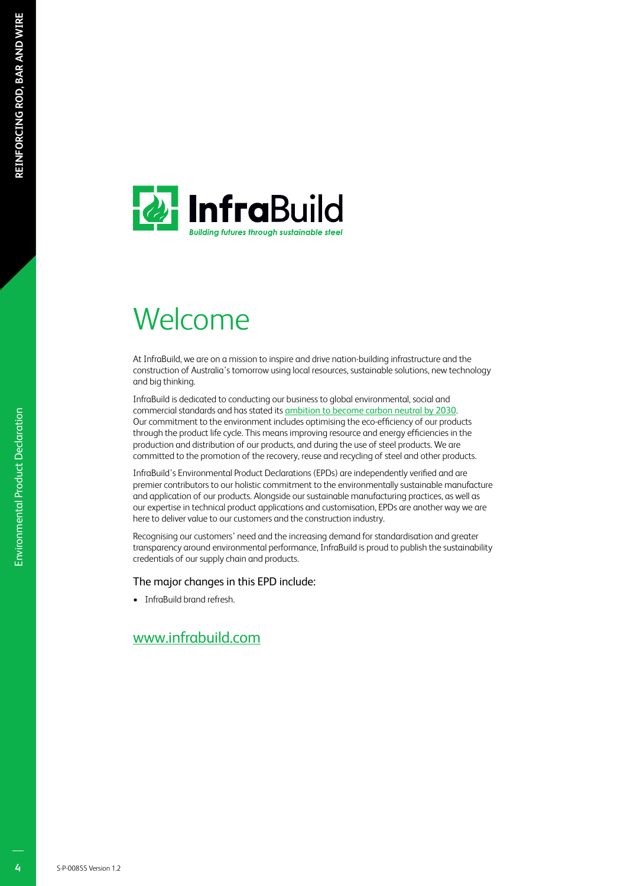# Welcome

At InfraBuild, we are on a mission to inspire and drive nation-building infrastructure and the construction of Australia's tomorrow using local resources, sustainable solutions, new technology and big thinking.

InfraBuild is dedicated to conducting our business to global environmental, social and commercial standards and has stated its ambition to become carbon neutral by 2030. Our commitment to the environment includes optimising the eco-efficiency of our products through the product life cycle. This means improving resource and energy efficiencies in the production and distribution of our products, and during the use of steel products. We are committed to the promotion of the recovery, reuse and recycling of steel and other products.

InfraBuild's Environmental Product Declarations (EPDs) are independently verified and are premier contributors to our holistic commitment to the environmentally sustainable manufacture and application of our products. Alongside our sustainable manufacturing practices, as well as our expertise in technical product applications and customisation, EPDs are another way we are here to deliver value to our customers and the construction industry.

Recognising our customers' need and the increasing demand for standardisation and greater transparency around environmental performance, InfraBuild is proud to publish the sustainability credentials of our supply chain and products.

### The major changes in this EPD include:

- InfraBuild brand refresh.

www.infrabuild.com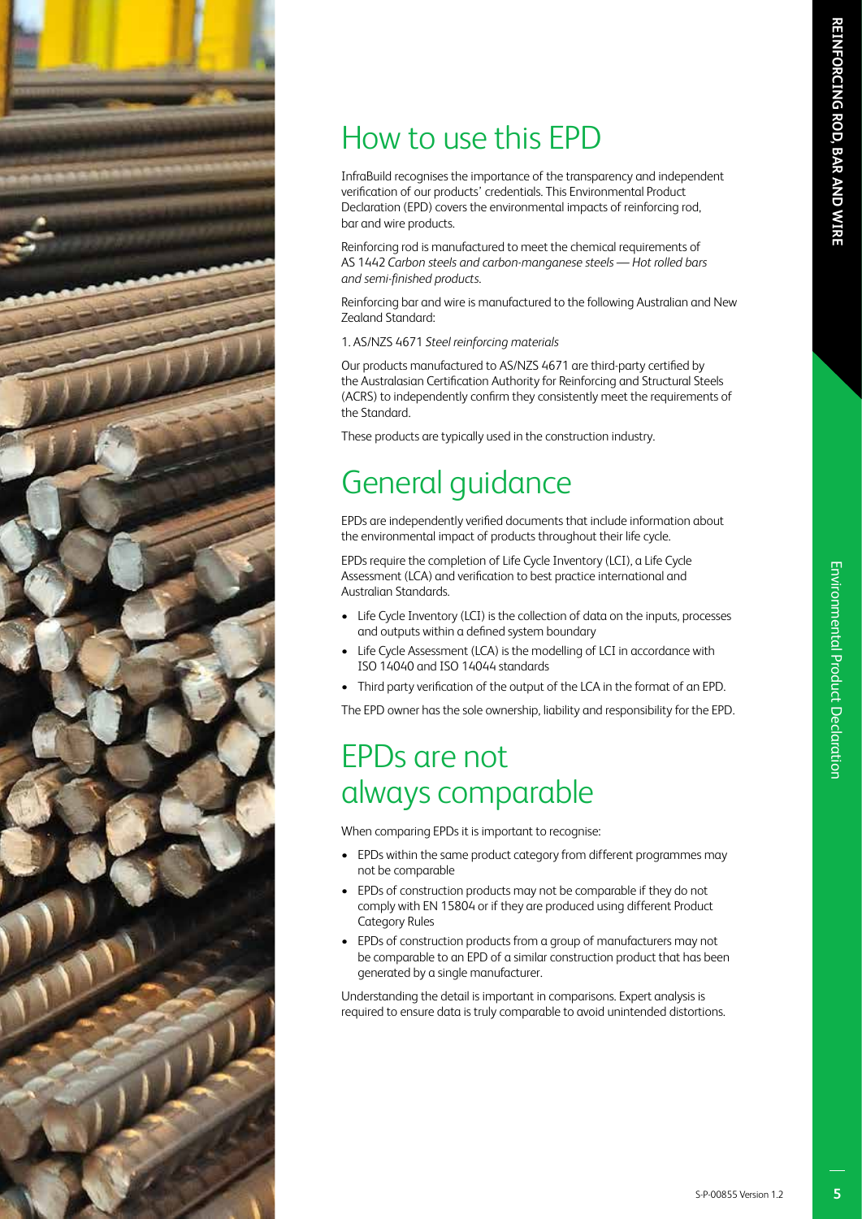# How to use this EPD

InfraBuild recognises the importance of the transparency and independent verification of our products' credentials. This Environmental Product Declaration (EPD) covers the environmental impacts of reinforcing rod, bar and wire products.

Reinforcing rod is manufactured to meet the chemical requirements of AS 1442 *Carbon steels and carbon-manganese steels — Hot rolled bars and semi-finished products*.

Reinforcing bar and wire is manufactured to the following Australian and New Zealand Standard:

1. AS/NZS 4671 *Steel reinforcing materials*

Our products manufactured to AS/NZS 4671 are third-party certified by the Australasian Certification Authority for Reinforcing and Structural Steels (ACRS) to independently confirm they consistently meet the requirements of the Standard.

These products are typically used in the construction industry.

# General guidance

EPDs are independently verified documents that include information about the environmental impact of products throughout their life cycle.

EPDs require the completion of Life Cycle Inventory (LCI), a Life Cycle Assessment (LCA) and verification to best practice international and Australian Standards.

- Life Cycle Inventory (LCI) is the collection of data on the inputs, processes and outputs within a defined system boundary
- Life Cycle Assessment (LCA) is the modelling of LCI in accordance with ISO 14040 and ISO 14044 standards
- Third party verification of the output of the LCA in the format of an EPD.

The EPD owner has the sole ownership, liability and responsibility for the EPD.

# EPDs are not always comparable

When comparing EPDs it is important to recognise:

- EPDs within the same product category from different programmes may not be comparable
- EPDs of construction products may not be comparable if they do not comply with EN 15804 or if they are produced using different Product Category Rules
- EPDs of construction products from a group of manufacturers may not be comparable to an EPD of a similar construction product that has been generated by a single manufacturer.

Understanding the detail is important in comparisons. Expert analysis is required to ensure data is truly comparable to avoid unintended distortions.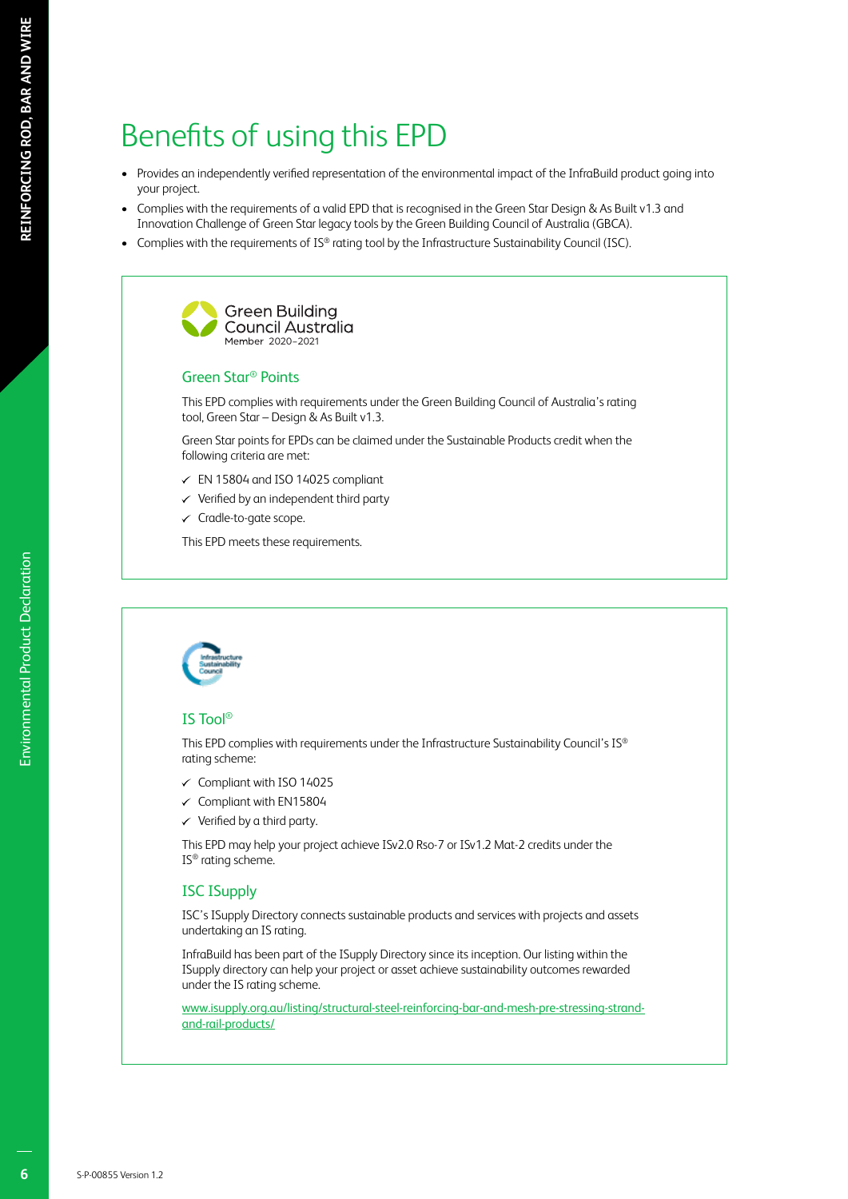# Benefits of using this EPD

- Provides an independently verified representation of the environmental impact of the InfraBuild product going into your project.
- Complies with the requirements of a valid EPD that is recognised in the Green Star Design & As Built v1.3 and Innovation Challenge of Green Star legacy tools by the Green Building Council of Australia (GBCA).
- Complies with the requirements of IS® rating tool by the Infrastructure Sustainability Council (ISC).

Green Building Council Australia
Member 2020–2021

## Green Star® Points

This EPD complies with requirements under the Green Building Council of Australia's rating tool, Green Star – Design & As Built v1.3.

Green Star points for EPDs can be claimed under the Sustainable Products credit when the following criteria are met:

- ✓ EN 15804 and ISO 14025 compliant
- ✓ Verified by an independent third party
- ✓ Cradle-to-gate scope.

This EPD meets these requirements.

Infrastructure Sustainability Council

## IS Tool®

This EPD complies with requirements under the Infrastructure Sustainability Council's IS® rating scheme:

- ✓ Compliant with ISO 14025
- ✓ Compliant with EN15804
- ✓ Verified by a third party.

This EPD may help your project achieve ISv2.0 Rso-7 or ISv1.2 Mat-2 credits under the IS® rating scheme.

## ISC ISupply

ISC's ISupply Directory connects sustainable products and services with projects and assets undertaking an IS rating.

InfraBuild has been part of the ISupply Directory since its inception. Our listing within the ISupply directory can help your project or asset achieve sustainability outcomes rewarded under the IS rating scheme.

www.isupply.org.au/listing/structural-steel-reinforcing-bar-and-mesh-pre-stressing-strand-and-rail-products/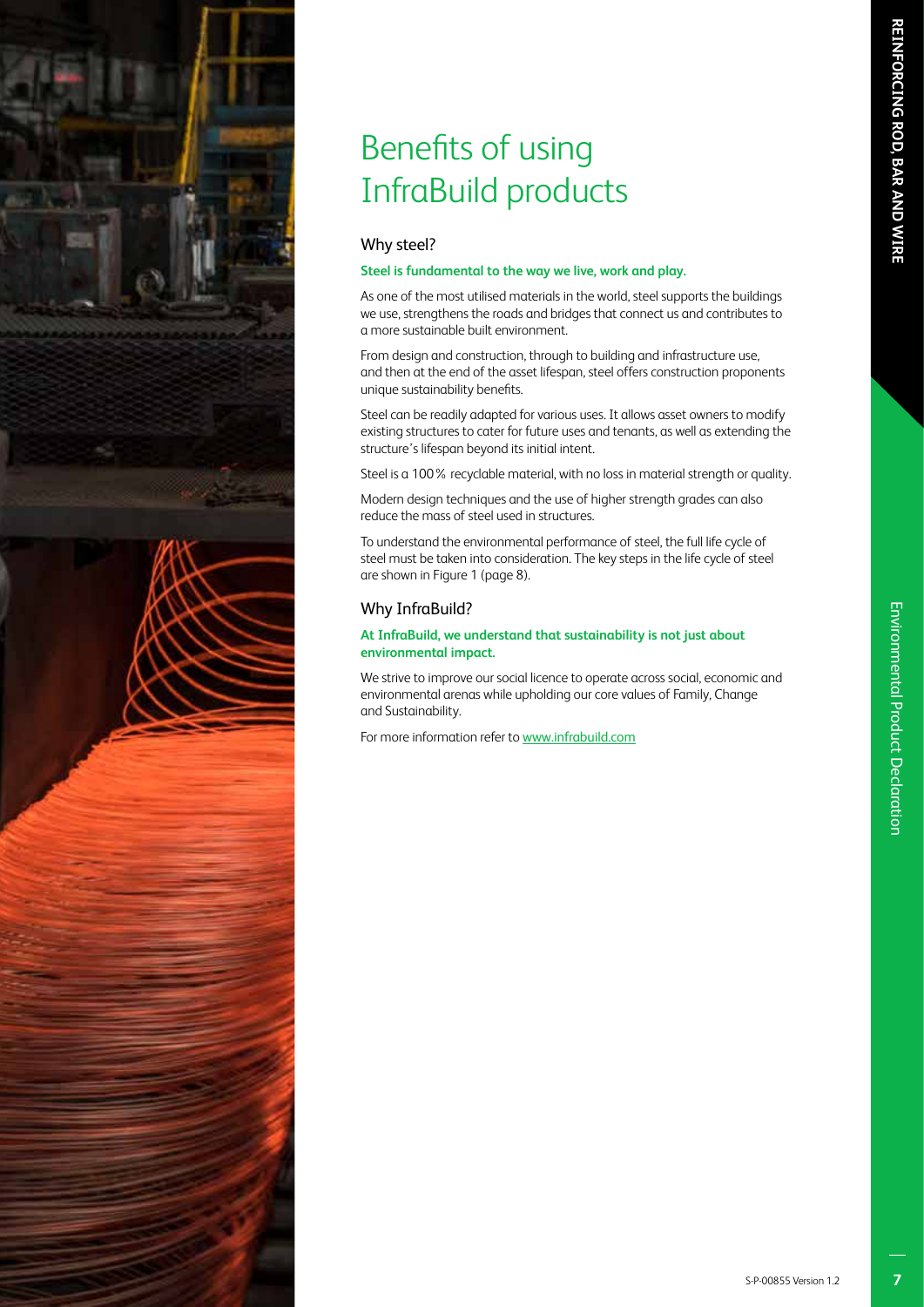# Benefits of using InfraBuild products

## Why steel?

**Steel is fundamental to the way we live, work and play.**

As one of the most utilised materials in the world, steel supports the buildings we use, strengthens the roads and bridges that connect us and contributes to a more sustainable built environment.

From design and construction, through to building and infrastructure use, and then at the end of the asset lifespan, steel offers construction proponents unique sustainability benefits.

Steel can be readily adapted for various uses. It allows asset owners to modify existing structures to cater for future uses and tenants, as well as extending the structure's lifespan beyond its initial intent.

Steel is a 100 % recyclable material, with no loss in material strength or quality.

Modern design techniques and the use of higher strength grades can also reduce the mass of steel used in structures.

To understand the environmental performance of steel, the full life cycle of steel must be taken into consideration. The key steps in the life cycle of steel are shown in Figure 1 (page 8).

## Why InfraBuild?

**At InfraBuild, we understand that sustainability is not just about environmental impact.**

We strive to improve our social licence to operate across social, economic and environmental arenas while upholding our core values of Family, Change and Sustainability.

For more information refer to www.infrabuild.com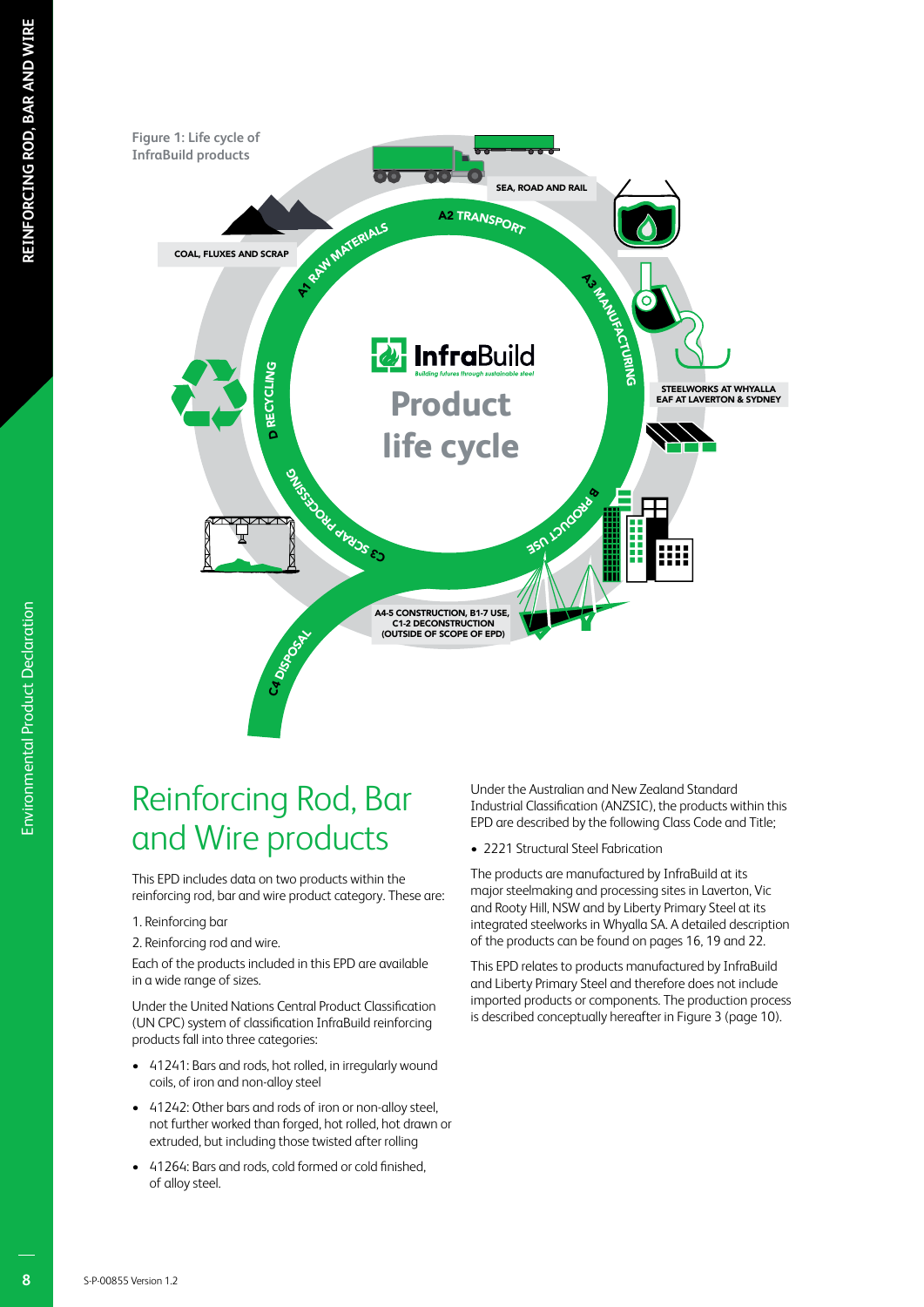Figure 1: Life cycle of InfraBuild products

COAL, FLUXES AND SCRAP

A1 RAW MATERIALS

SEA, ROAD AND RAIL

A2 TRANSPORT

A3 MANUFACTURING

STEELWORKS AT WHYALLA
EAF AT LAVERTON & SYDNEY

B PRODUCT USE

A4-5 CONSTRUCTION, B1-7 USE,
C1-2 DECONSTRUCTION
(OUTSIDE OF SCOPE OF EPD)

C3 SCRAP PROCESSING

C4 DISPOSAL

D RECYCLING

InfraBuild
Building futures through sustainable steel

Product life cycle

# Reinforcing Rod, Bar and Wire products

This EPD includes data on two products within the reinforcing rod, bar and wire product category. These are:

1. Reinforcing bar
2. Reinforcing rod and wire.

Each of the products included in this EPD are available in a wide range of sizes.

Under the United Nations Central Product Classification (UN CPC) system of classification InfraBuild reinforcing products fall into three categories:

- 41241: Bars and rods, hot rolled, in irregularly wound coils, of iron and non-alloy steel
- 41242: Other bars and rods of iron or non-alloy steel, not further worked than forged, hot rolled, hot drawn or extruded, but including those twisted after rolling
- 41264: Bars and rods, cold formed or cold finished, of alloy steel.

Under the Australian and New Zealand Standard Industrial Classification (ANZSIC), the products within this EPD are described by the following Class Code and Title;

- 2221 Structural Steel Fabrication

The products are manufactured by InfraBuild at its major steelmaking and processing sites in Laverton, Vic and Rooty Hill, NSW and by Liberty Primary Steel at its integrated steelworks in Whyalla SA. A detailed description of the products can be found on pages 16, 19 and 22.

This EPD relates to products manufactured by InfraBuild and Liberty Primary Steel and therefore does not include imported products or components. The production process is described conceptually hereafter in Figure 3 (page 10).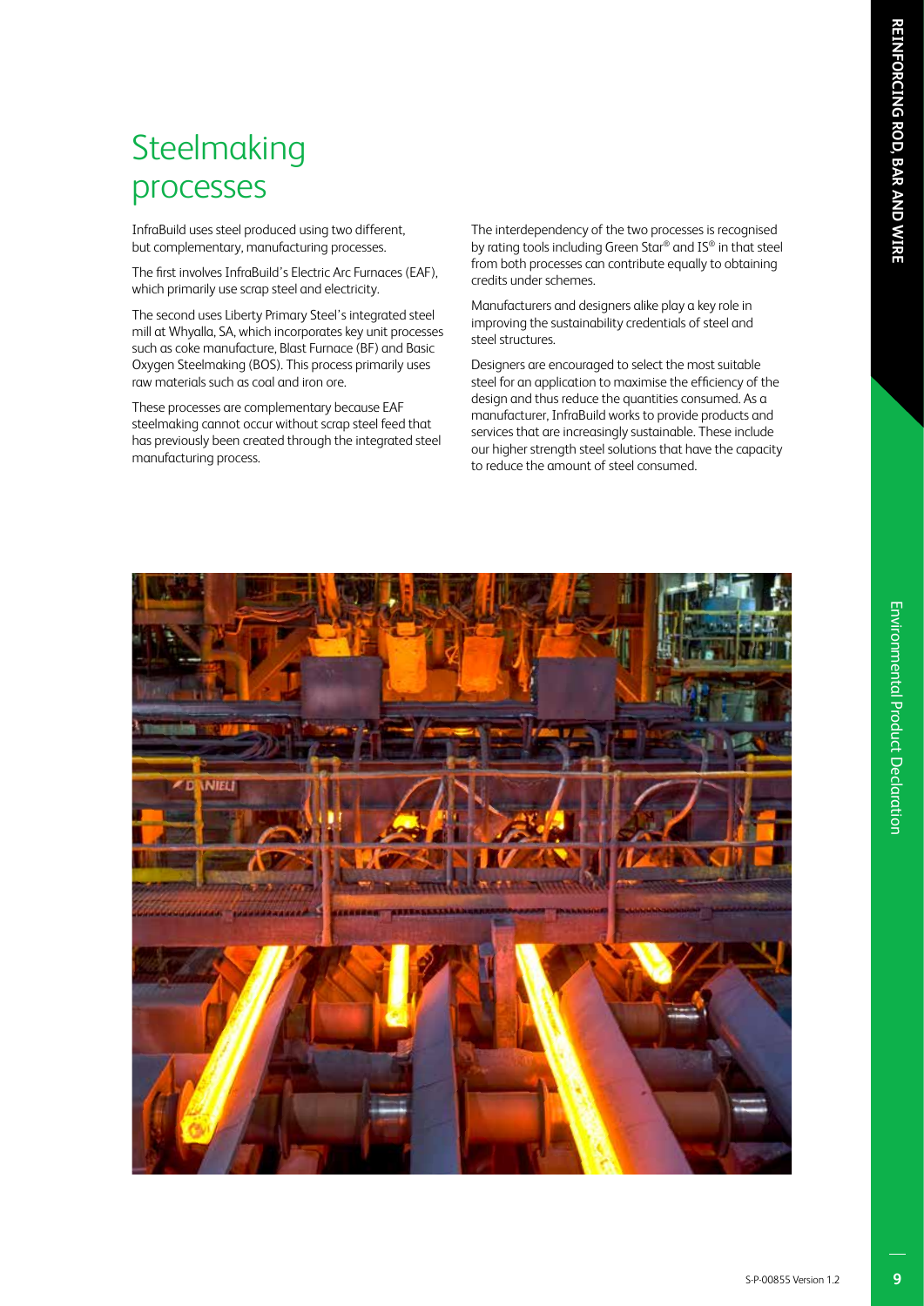# Steelmaking processes

InfraBuild uses steel produced using two different, but complementary, manufacturing processes.

The first involves InfraBuild's Electric Arc Furnaces (EAF), which primarily use scrap steel and electricity.

The second uses Liberty Primary Steel's integrated steel mill at Whyalla, SA, which incorporates key unit processes such as coke manufacture, Blast Furnace (BF) and Basic Oxygen Steelmaking (BOS). This process primarily uses raw materials such as coal and iron ore.

These processes are complementary because EAF steelmaking cannot occur without scrap steel feed that has previously been created through the integrated steel manufacturing process.

The interdependency of the two processes is recognised by rating tools including Green Star® and IS® in that steel from both processes can contribute equally to obtaining credits under schemes.

Manufacturers and designers alike play a key role in improving the sustainability credentials of steel and steel structures.

Designers are encouraged to select the most suitable steel for an application to maximise the efficiency of the design and thus reduce the quantities consumed. As a manufacturer, InfraBuild works to provide products and services that are increasingly sustainable. These include our higher strength steel solutions that have the capacity to reduce the amount of steel consumed.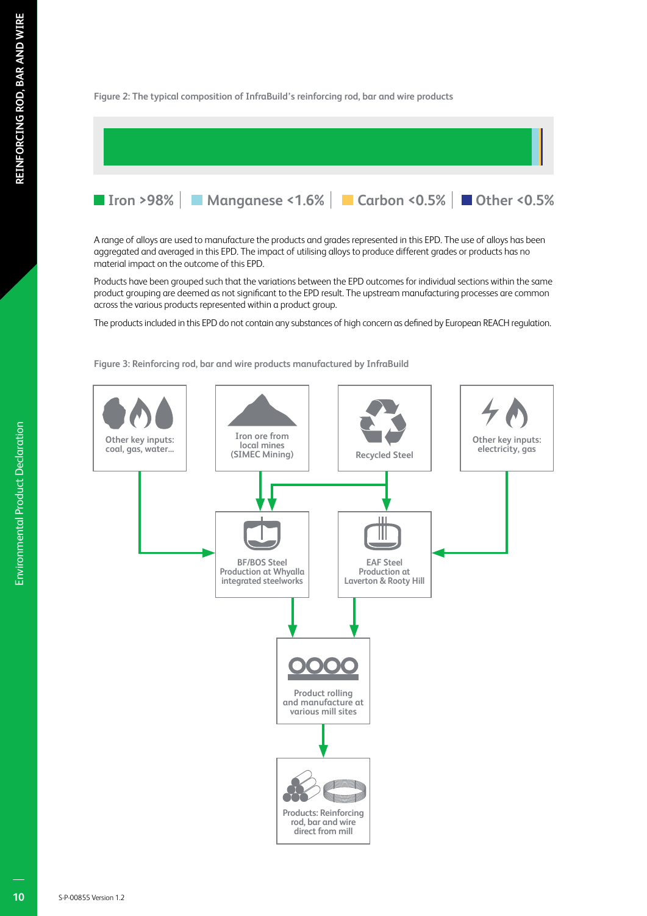Figure 2: The typical composition of InfraBuild's reinforcing rod, bar and wire products

Iron >98% | Manganese <1.6% | Carbon <0.5% | Other <0.5%

A range of alloys are used to manufacture the products and grades represented in this EPD. The use of alloys has been aggregated and averaged in this EPD. The impact of utilising alloys to produce different grades or products has no material impact on the outcome of this EPD.

Products have been grouped such that the variations between the EPD outcomes for individual sections within the same product grouping are deemed as not significant to the EPD result. The upstream manufacturing processes are common across the various products represented within a product group.

The products included in this EPD do not contain any substances of high concern as defined by European REACH regulation.

Figure 3: Reinforcing rod, bar and wire products manufactured by InfraBuild

Other key inputs: coal, gas, water...

Iron ore from local mines (SIMEC Mining)

Recycled Steel

Other key inputs: electricity, gas

BF/BOS Steel Production at Whyalla integrated steelworks

EAF Steel Production at Laverton & Rooty Hill

Product rolling and manufacture at various mill sites

Products: Reinforcing rod, bar and wire direct from mill

S-P-00855 Version 1.2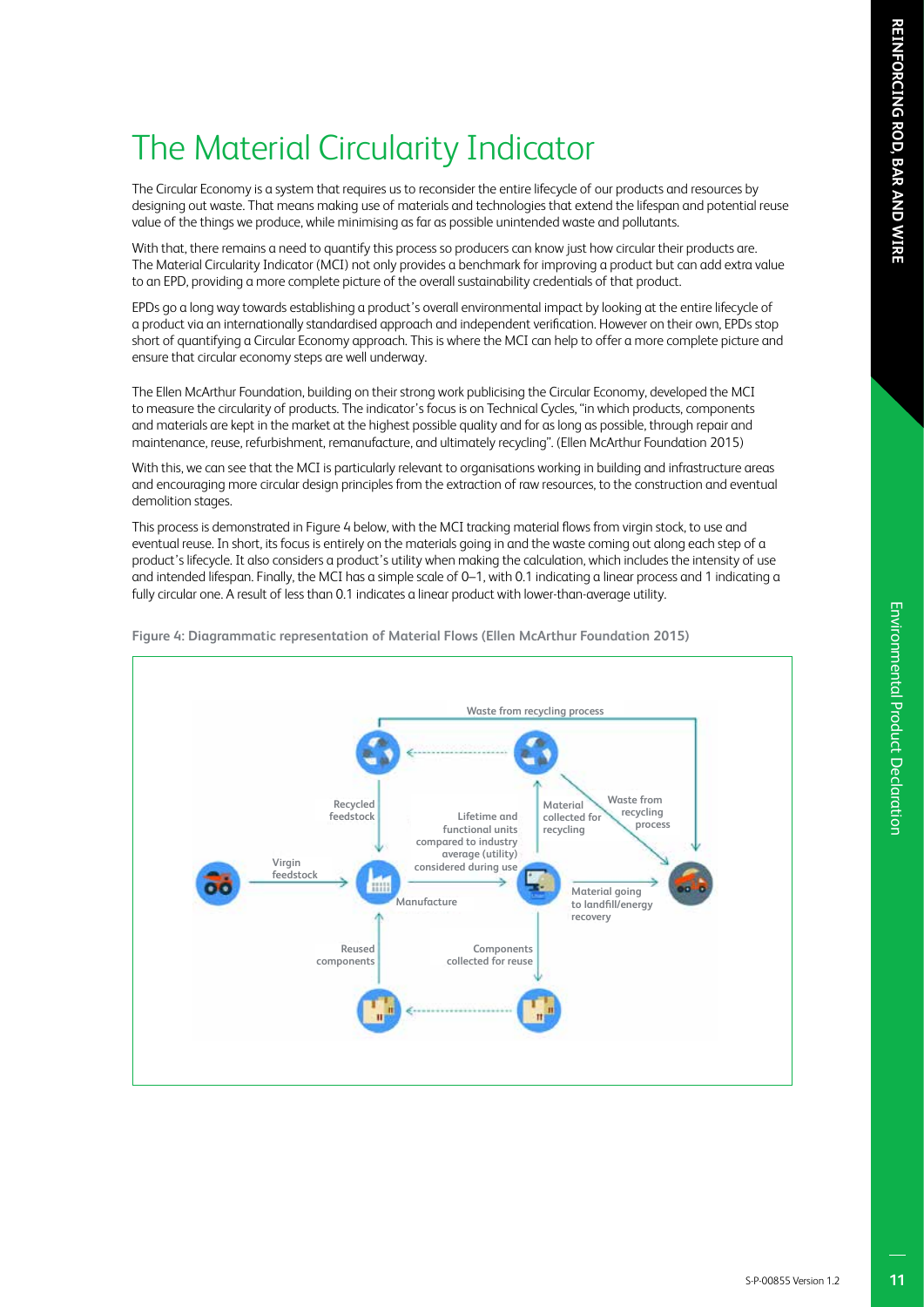# The Material Circularity Indicator

The Circular Economy is a system that requires us to reconsider the entire lifecycle of our products and resources by designing out waste. That means making use of materials and technologies that extend the lifespan and potential reuse value of the things we produce, while minimising as far as possible unintended waste and pollutants.

With that, there remains a need to quantify this process so producers can know just how circular their products are. The Material Circularity Indicator (MCI) not only provides a benchmark for improving a product but can add extra value to an EPD, providing a more complete picture of the overall sustainability credentials of that product.

EPDs go a long way towards establishing a product's overall environmental impact by looking at the entire lifecycle of a product via an internationally standardised approach and independent verification. However on their own, EPDs stop short of quantifying a Circular Economy approach. This is where the MCI can help to offer a more complete picture and ensure that circular economy steps are well underway.

The Ellen McArthur Foundation, building on their strong work publicising the Circular Economy, developed the MCI to measure the circularity of products. The indicator's focus is on Technical Cycles, "in which products, components and materials are kept in the market at the highest possible quality and for as long as possible, through repair and maintenance, reuse, refurbishment, remanufacture, and ultimately recycling". (Ellen McArthur Foundation 2015)

With this, we can see that the MCI is particularly relevant to organisations working in building and infrastructure areas and encouraging more circular design principles from the extraction of raw resources, to the construction and eventual demolition stages.

This process is demonstrated in Figure 4 below, with the MCI tracking material flows from virgin stock, to use and eventual reuse. In short, its focus is entirely on the materials going in and the waste coming out along each step of a product's lifecycle. It also considers a product's utility when making the calculation, which includes the intensity of use and intended lifespan. Finally, the MCI has a simple scale of 0–1, with 0.1 indicating a linear process and 1 indicating a fully circular one. A result of less than 0.1 indicates a linear product with lower-than-average utility.

**Figure 4: Diagrammatic representation of Material Flows (Ellen McArthur Foundation 2015)**

Waste from recycling process

Recycled feedstock

Lifetime and functional units compared to industry average (utility) considered during use

Material collected for recycling

Waste from recycling process

Virgin feedstock

Manufacture

Material going to landfill/energy recovery

Reused components

Components collected for reuse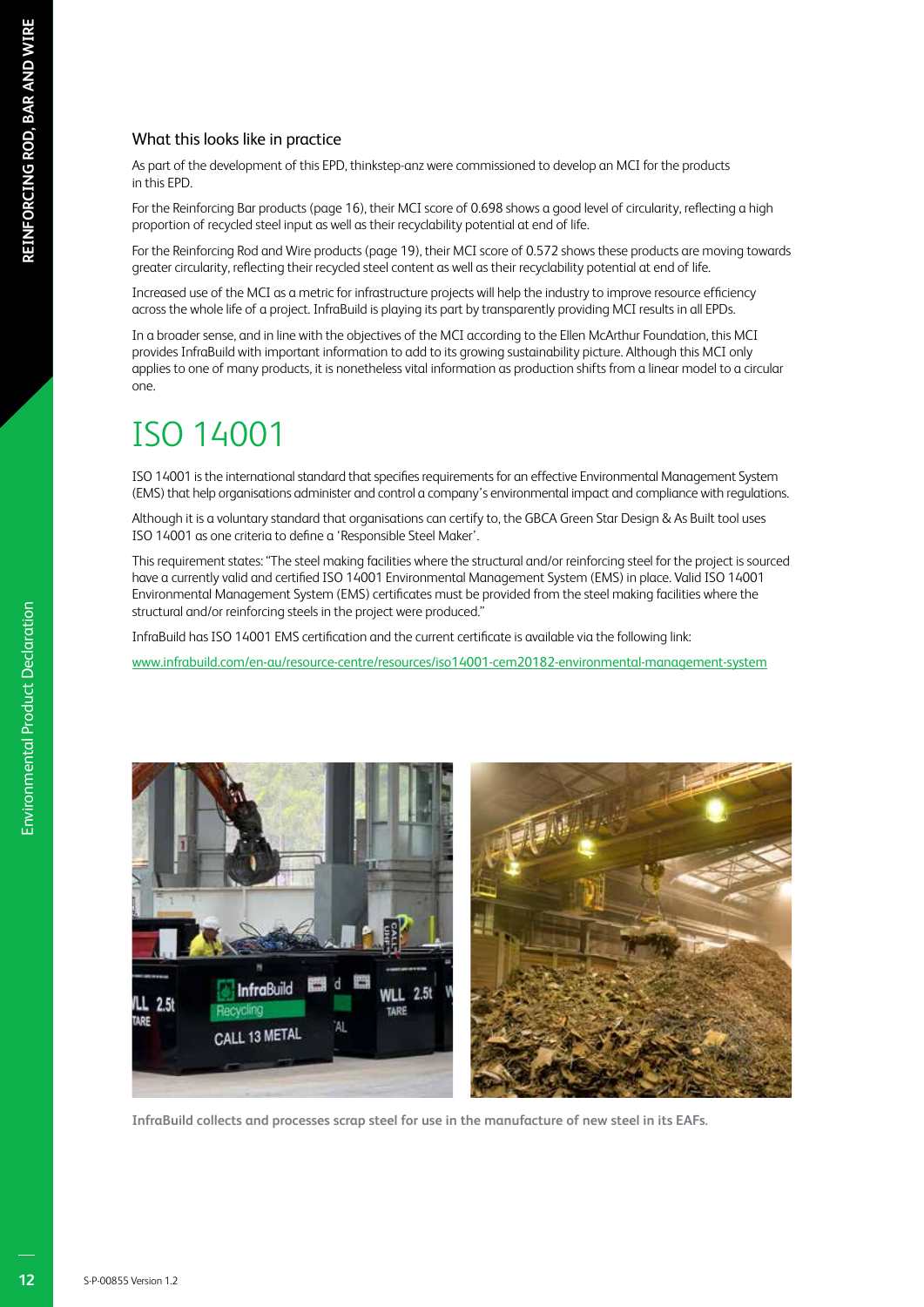### What this looks like in practice

As part of the development of this EPD, thinkstep-anz were commissioned to develop an MCI for the products in this EPD.

For the Reinforcing Bar products (page 16), their MCI score of 0.698 shows a good level of circularity, reflecting a high proportion of recycled steel input as well as their recyclability potential at end of life.

For the Reinforcing Rod and Wire products (page 19), their MCI score of 0.572 shows these products are moving towards greater circularity, reflecting their recycled steel content as well as their recyclability potential at end of life.

Increased use of the MCI as a metric for infrastructure projects will help the industry to improve resource efficiency across the whole life of a project. InfraBuild is playing its part by transparently providing MCI results in all EPDs.

In a broader sense, and in line with the objectives of the MCI according to the Ellen McArthur Foundation, this MCI provides InfraBuild with important information to add to its growing sustainability picture. Although this MCI only applies to one of many products, it is nonetheless vital information as production shifts from a linear model to a circular one.

# ISO 14001

ISO 14001 is the international standard that specifies requirements for an effective Environmental Management System (EMS) that help organisations administer and control a company's environmental impact and compliance with regulations.

Although it is a voluntary standard that organisations can certify to, the GBCA Green Star Design & As Built tool uses ISO 14001 as one criteria to define a 'Responsible Steel Maker'.

This requirement states: "The steel making facilities where the structural and/or reinforcing steel for the project is sourced have a currently valid and certified ISO 14001 Environmental Management System (EMS) in place. Valid ISO 14001 Environmental Management System (EMS) certificates must be provided from the steel making facilities where the structural and/or reinforcing steels in the project were produced."

InfraBuild has ISO 14001 EMS certification and the current certificate is available via the following link:

www.infrabuild.com/en-au/resource-centre/resources/iso14001-cem20182-environmental-management-system

InfraBuild collects and processes scrap steel for use in the manufacture of new steel in its EAFs.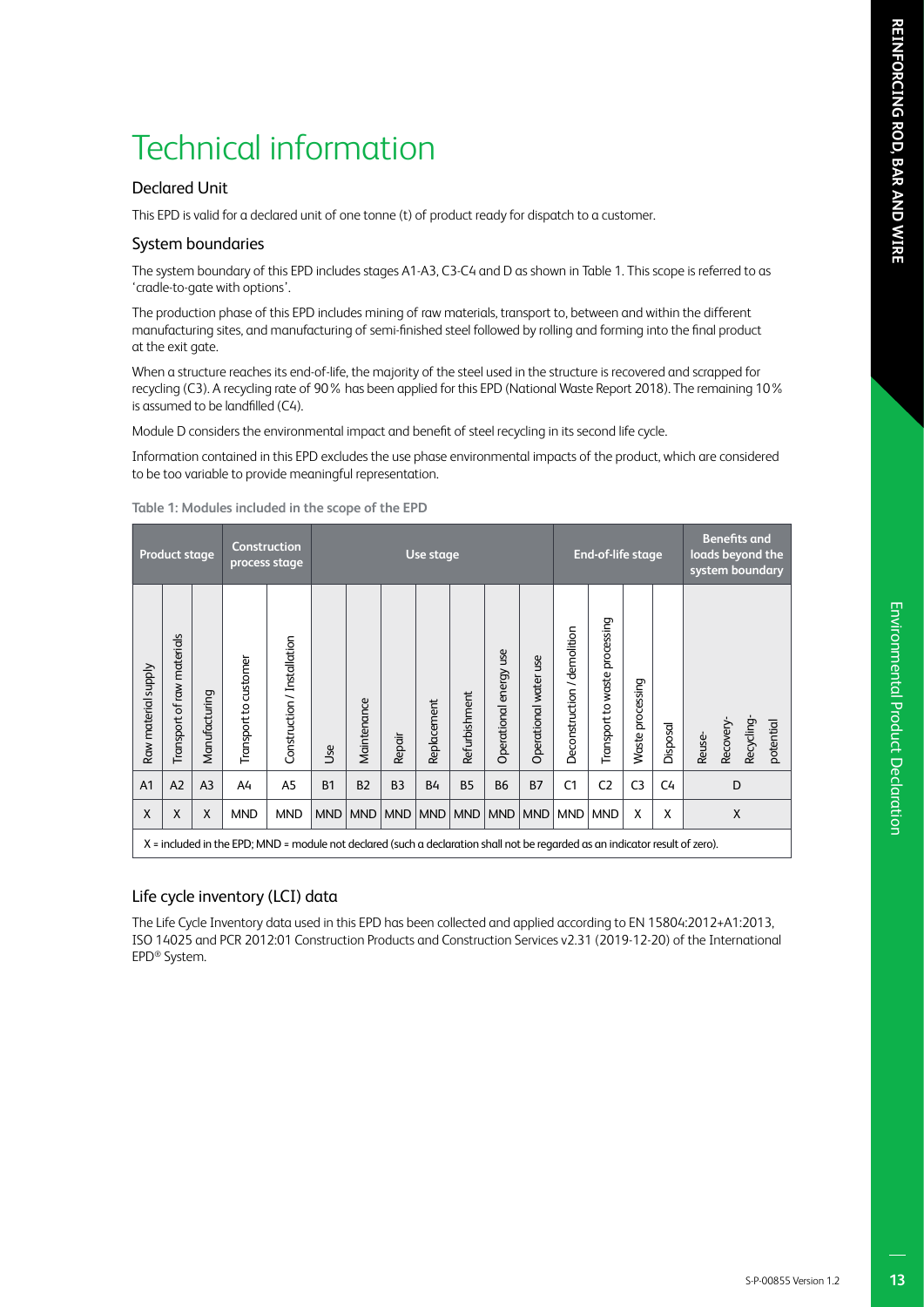# Technical information

## Declared Unit

This EPD is valid for a declared unit of one tonne (t) of product ready for dispatch to a customer.

## System boundaries

The system boundary of this EPD includes stages A1-A3, C3-C4 and D as shown in Table 1. This scope is referred to as 'cradle-to-gate with options'.

The production phase of this EPD includes mining of raw materials, transport to, between and within the different manufacturing sites, and manufacturing of semi-finished steel followed by rolling and forming into the final product at the exit gate.

When a structure reaches its end-of-life, the majority of the steel used in the structure is recovered and scrapped for recycling (C3). A recycling rate of 90% has been applied for this EPD (National Waste Report 2018). The remaining 10% is assumed to be landfilled (C4).

Module D considers the environmental impact and benefit of steel recycling in its second life cycle.

Information contained in this EPD excludes the use phase environmental impacts of the product, which are considered to be too variable to provide meaningful representation.

**Table 1: Modules included in the scope of the EPD**

| Product stage | | | Construction process stage | | Use stage | | | | | | | End-of-life stage | | | | Benefits and loads beyond the system boundary |
|---|---|---|---|---|---|---|---|---|---|---|---|---|---|---|---|---|
| Raw material supply | Transport of raw materials | Manufacturing | Transport to customer | Construction / Installation | Use | Maintenance | Repair | Replacement | Refurbishment | Operational energy use | Operational water use | Deconstruction / demolition | Transport to waste processing | Waste processing | Disposal | Reuse- Recovery- Recycling- potential |
| A1 | A2 | A3 | A4 | A5 | B1 | B2 | B3 | B4 | B5 | B6 | B7 | C1 | C2 | C3 | C4 | D |
| X | X | X | MND | MND | MND | MND | MND | MND | MND | MND | MND | MND | MND | X | X | X |

X = included in the EPD; MND = module not declared (such a declaration shall not be regarded as an indicator result of zero).

## Life cycle inventory (LCI) data

The Life Cycle Inventory data used in this EPD has been collected and applied according to EN 15804:2012+A1:2013, ISO 14025 and PCR 2012:01 Construction Products and Construction Services v2.31 (2019-12-20) of the International EPD® System.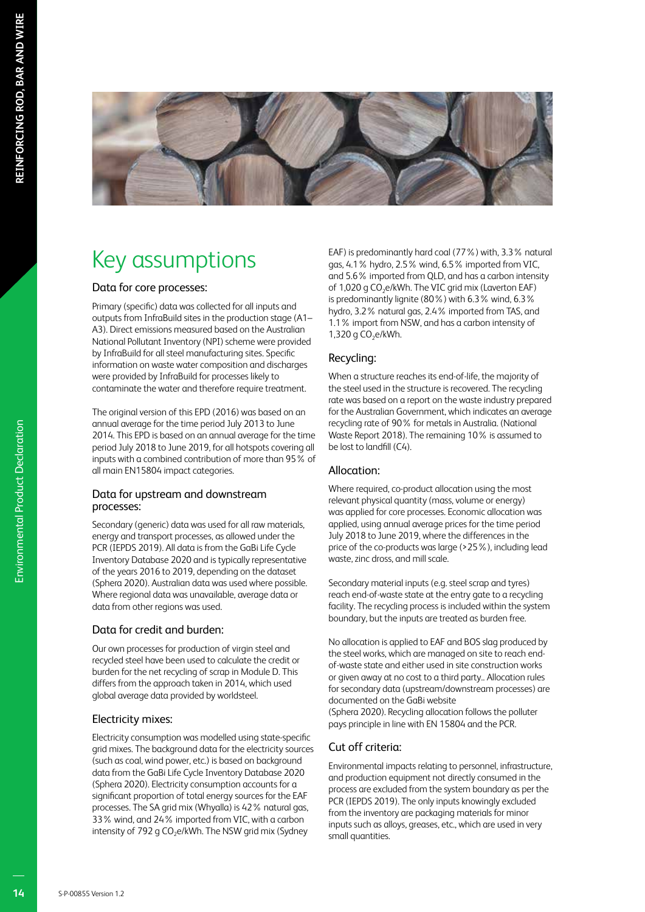# Key assumptions

## Data for core processes:

Primary (specific) data was collected for all inputs and outputs from InfraBuild sites in the production stage (A1–A3). Direct emissions measured based on the Australian National Pollutant Inventory (NPI) scheme were provided by InfraBuild for all steel manufacturing sites. Specific information on waste water composition and discharges were provided by InfraBuild for processes likely to contaminate the water and therefore require treatment.

The original version of this EPD (2016) was based on an annual average for the time period July 2013 to June 2014. This EPD is based on an annual average for the time period July 2018 to June 2019, for all hotspots covering all inputs with a combined contribution of more than 95% of all main EN15804 impact categories.

## Data for upstream and downstream processes:

Secondary (generic) data was used for all raw materials, energy and transport processes, as allowed under the PCR (IEPDS 2019). All data is from the GaBi Life Cycle Inventory Database 2020 and is typically representative of the years 2016 to 2019, depending on the dataset (Sphera 2020). Australian data was used where possible. Where regional data was unavailable, average data or data from other regions was used.

## Data for credit and burden:

Our own processes for production of virgin steel and recycled steel have been used to calculate the credit or burden for the net recycling of scrap in Module D. This differs from the approach taken in 2014, which used global average data provided by worldsteel.

## Electricity mixes:

Electricity consumption was modelled using state-specific grid mixes. The background data for the electricity sources (such as coal, wind power, etc.) is based on background data from the GaBi Life Cycle Inventory Database 2020 (Sphera 2020). Electricity consumption accounts for a significant proportion of total energy sources for the EAF processes. The SA grid mix (Whyalla) is 42% natural gas, 33% wind, and 24% imported from VIC, with a carbon intensity of 792 g $CO_2$e/kWh. The NSW grid mix (Sydney EAF) is predominantly hard coal (77%) with, 3.3% natural gas, 4.1% hydro, 2.5% wind, 6.5% imported from VIC, and 5.6% imported from QLD, and has a carbon intensity of 1,020 g $CO_2$e/kWh. The VIC grid mix (Laverton EAF) is predominantly lignite (80%) with 6.3% wind, 6.3% hydro, 3.2% natural gas, 2.4% imported from TAS, and 1.1% import from NSW, and has a carbon intensity of 1,320 g $CO_2$e/kWh.

## Recycling:

When a structure reaches its end-of-life, the majority of the steel used in the structure is recovered. The recycling rate was based on a report on the waste industry prepared for the Australian Government, which indicates an average recycling rate of 90% for metals in Australia. (National Waste Report 2018). The remaining 10% is assumed to be lost to landfill (C4).

## Allocation:

Where required, co-product allocation using the most relevant physical quantity (mass, volume or energy) was applied for core processes. Economic allocation was applied, using annual average prices for the time period July 2018 to June 2019, where the differences in the price of the co-products was large (>25%), including lead waste, zinc dross, and mill scale.

Secondary material inputs (e.g. steel scrap and tyres) reach end-of-waste state at the entry gate to a recycling facility. The recycling process is included within the system boundary, but the inputs are treated as burden free.

No allocation is applied to EAF and BOS slag produced by the steel works, which are managed on site to reach end-of-waste state and either used in site construction works or given away at no cost to a third party.. Allocation rules for secondary data (upstream/downstream processes) are documented on the GaBi website (Sphera 2020). Recycling allocation follows the polluter pays principle in line with EN 15804 and the PCR.

## Cut off criteria:

Environmental impacts relating to personnel, infrastructure, and production equipment not directly consumed in the process are excluded from the system boundary as per the PCR (IEPDS 2019). The only inputs knowingly excluded from the inventory are packaging materials for minor inputs such as alloys, greases, etc., which are used in very small quantities.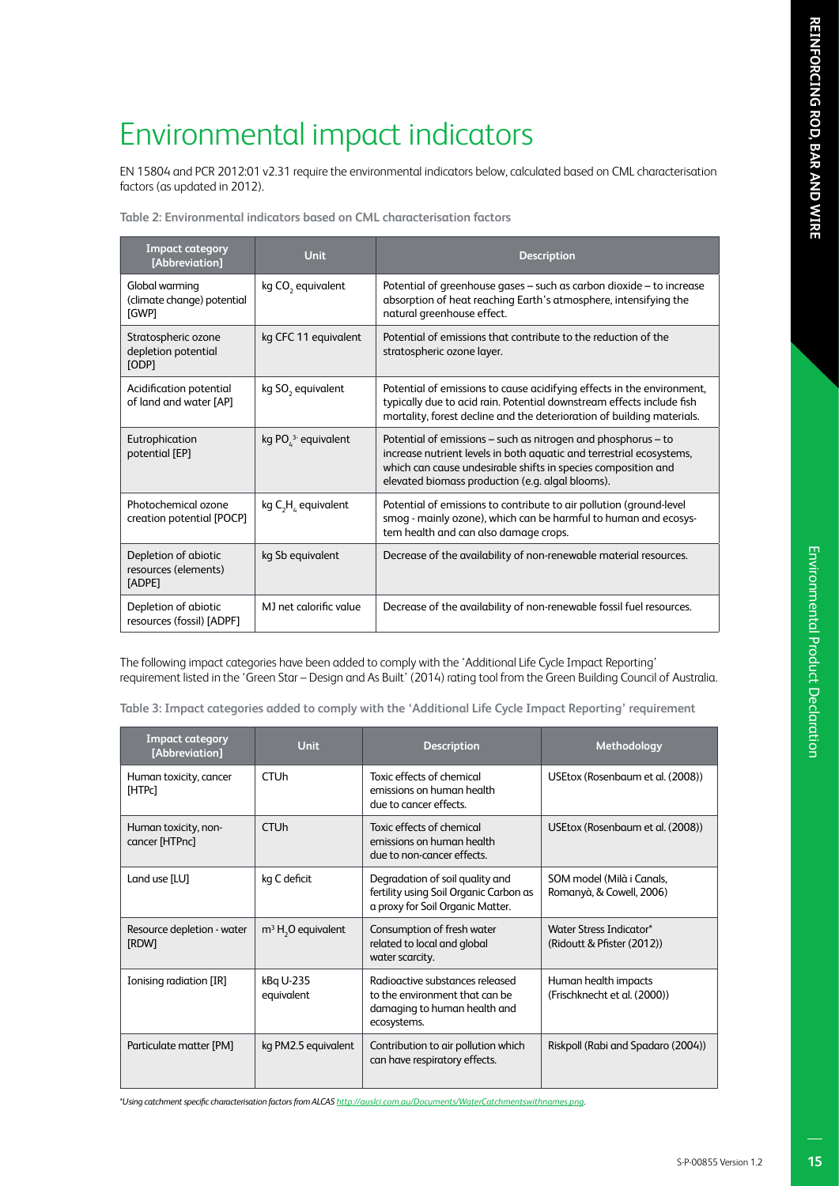# Environmental impact indicators

EN 15804 and PCR 2012:01 v2.31 require the environmental indicators below, calculated based on CML characterisation factors (as updated in 2012).

**Table 2: Environmental indicators based on CML characterisation factors**

| Impact category [Abbreviation] | Unit | Description |
|---|---|---|
| Global warming (climate change) potential [GWP] | kg $CO_2$ equivalent | Potential of greenhouse gases – such as carbon dioxide – to increase absorption of heat reaching Earth's atmosphere, intensifying the natural greenhouse effect. |
| Stratospheric ozone depletion potential [ODP] | kg CFC 11 equivalent | Potential of emissions that contribute to the reduction of the stratospheric ozone layer. |
| Acidification potential of land and water [AP] | kg $SO_2$ equivalent | Potential of emissions to cause acidifying effects in the environment, typically due to acid rain. Potential downstream effects include fish mortality, forest decline and the deterioration of building materials. |
| Eutrophication potential [EP] | kg $PO_4^{3-}$ equivalent | Potential of emissions – such as nitrogen and phosphorus – to increase nutrient levels in both aquatic and terrestrial ecosystems, which can cause undesirable shifts in species composition and elevated biomass production (e.g. algal blooms). |
| Photochemical ozone creation potential [POCP] | kg $C_2H_4$ equivalent | Potential of emissions to contribute to air pollution (ground-level smog - mainly ozone), which can be harmful to human and ecosystem health and can also damage crops. |
| Depletion of abiotic resources (elements) [ADPE] | kg Sb equivalent | Decrease of the availability of non-renewable material resources. |
| Depletion of abiotic resources (fossil) [ADPF] | MJ net calorific value | Decrease of the availability of non-renewable fossil fuel resources. |

The following impact categories have been added to comply with the 'Additional Life Cycle Impact Reporting' requirement listed in the 'Green Star – Design and As Built' (2014) rating tool from the Green Building Council of Australia.

**Table 3: Impact categories added to comply with the 'Additional Life Cycle Impact Reporting' requirement**

| Impact category [Abbreviation] | Unit | Description | Methodology |
|---|---|---|---|
| Human toxicity, cancer [HTPc] | CTUh | Toxic effects of chemical emissions on human health due to cancer effects. | USEtox (Rosenbaum et al. (2008)) |
| Human toxicity, non-cancer [HTPnc] | CTUh | Toxic effects of chemical emissions on human health due to non-cancer effects. | USEtox (Rosenbaum et al. (2008)) |
| Land use [LU] | kg C deficit | Degradation of soil quality and fertility using Soil Organic Carbon as a proxy for Soil Organic Matter. | SOM model (Milà i Canals, Romanyà, & Cowell, 2006) |
| Resource depletion - water [RDW] | $m^3$ $H_2O$ equivalent | Consumption of fresh water related to local and global water scarcity. | Water Stress Indicator* (Ridoutt & Pfister (2012)) |
| Ionising radiation [IR] | kBq U-235 equivalent | Radioactive substances released to the environment that can be damaging to human health and ecosystems. | Human health impacts (Frischknecht et al. (2000)) |
| Particulate matter [PM] | kg PM2.5 equivalent | Contribution to air pollution which can have respiratory effects. | Riskpoll (Rabi and Spadaro (2004)) |

*Using catchment specific characterisation factors from ALCAS http://auslci.com.au/Documents/WaterCatchmentswithnames.png.*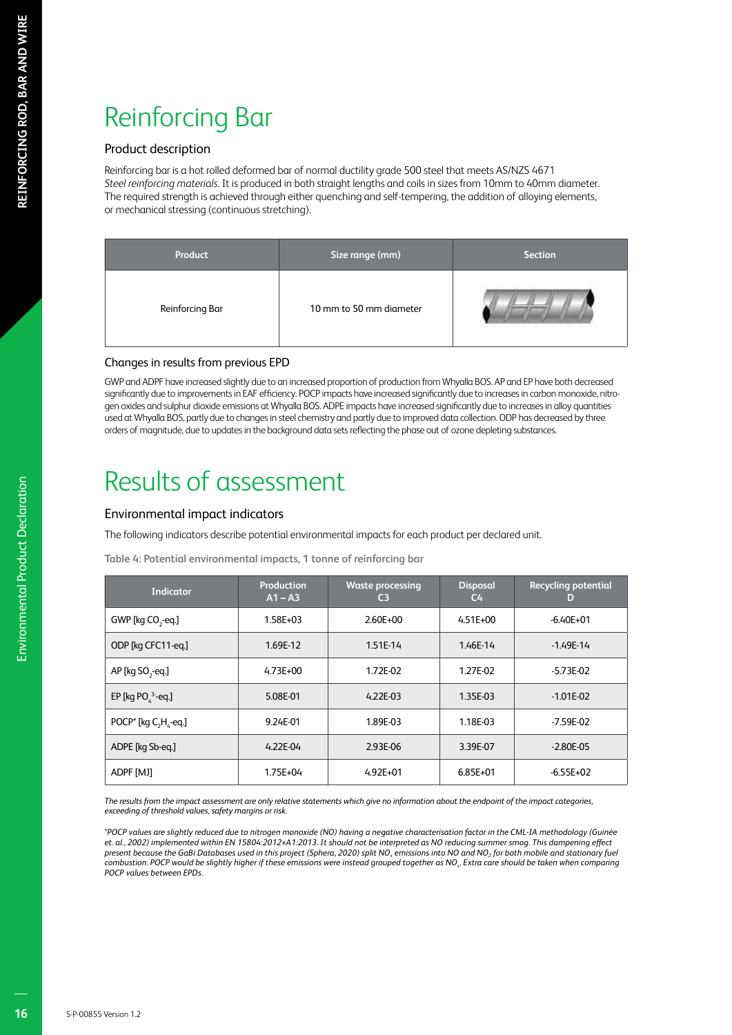# Reinforcing Bar

## Product description

Reinforcing bar is a hot rolled deformed bar of normal ductility grade 500 steel that meets AS/NZS 4671 *Steel reinforcing materials*. It is produced in both straight lengths and coils in sizes from 10mm to 40mm diameter. The required strength is achieved through either quenching and self-tempering, the addition of alloying elements, or mechanical stressing (continuous stretching).

| Product | Size range (mm) | Section |
|---|---|---|
| Reinforcing Bar | 10 mm to 50 mm diameter | |

## Changes in results from previous EPD

GWP and ADPF have increased slightly due to an increased proportion of production from Whyalla BOS. AP and EP have both decreased significantly due to improvements in EAF efficiency. POCP impacts have increased significantly due to increases in carbon monoxide, nitrogen oxides and sulphur dioxide emissions at Whyalla BOS. ADPE impacts have increased significantly due to increases in alloy quantities used at Whyalla BOS, partly due to changes in steel chemistry and partly due to improved data collection. ODP has decreased by three orders of magnitude, due to updates in the background data sets reflecting the phase out of ozone depleting substances.

# Results of assessment

## Environmental impact indicators

The following indicators describe potential environmental impacts for each product per declared unit.

**Table 4: Potential environmental impacts, 1 tonne of reinforcing bar**

| Indicator | Production A1 – A3 | Waste processing C3 | Disposal C4 | Recycling potential D |
|---|---|---|---|---|
| GWP [kg $CO_2$-eq.] | 1.58E+03 | 2.60E+00 | 4.51E+00 | -6.40E+01 |
| ODP [kg CFC11-eq.] | 1.69E-12 | 1.51E-14 | 1.46E-14 | -1.49E-14 |
| AP [kg $SO_2$-eq.] | 4.73E+00 | 1.72E-02 | 1.27E-02 | -5.73E-02 |
| EP [kg $PO_4^{3-}$-eq.] | 5.08E-01 | 4.22E-03 | 1.35E-03 | -1.01E-02 |
| POCP* [kg $C_2H_4$-eq.] | 9.24E-01 | 1.89E-03 | 1.18E-03 | -7.59E-02 |
| ADPE [kg Sb-eq.] | 4.22E-04 | 2.93E-06 | 3.39E-07 | -2.80E-05 |
| ADPF [MJ] | 1.75E+04 | 4.92E+01 | 6.85E+01 | -6.55E+02 |

*The results from the impact assessment are only relative statements which give no information about the endpoint of the impact categories, exceeding of threshold values, safety margins or risk.*

*\*POCP values are slightly reduced due to nitrogen monoxide (NO) having a negative characterisation factor in the CML-IA methodology (Guinée et. al., 2002) implemented within EN 15804:2012+A1:2013. It should not be interpreted as NO reducing summer smog. This dampening effect present because the GaBi Databases used in this project (Sphera, 2020) split $NO_x$ emissions into NO and $NO_2$ for both mobile and stationary fuel combustion. POCP would be slightly higher if these emissions were instead grouped together as $NO_x$. Extra care should be taken when comparing POCP values between EPDs.*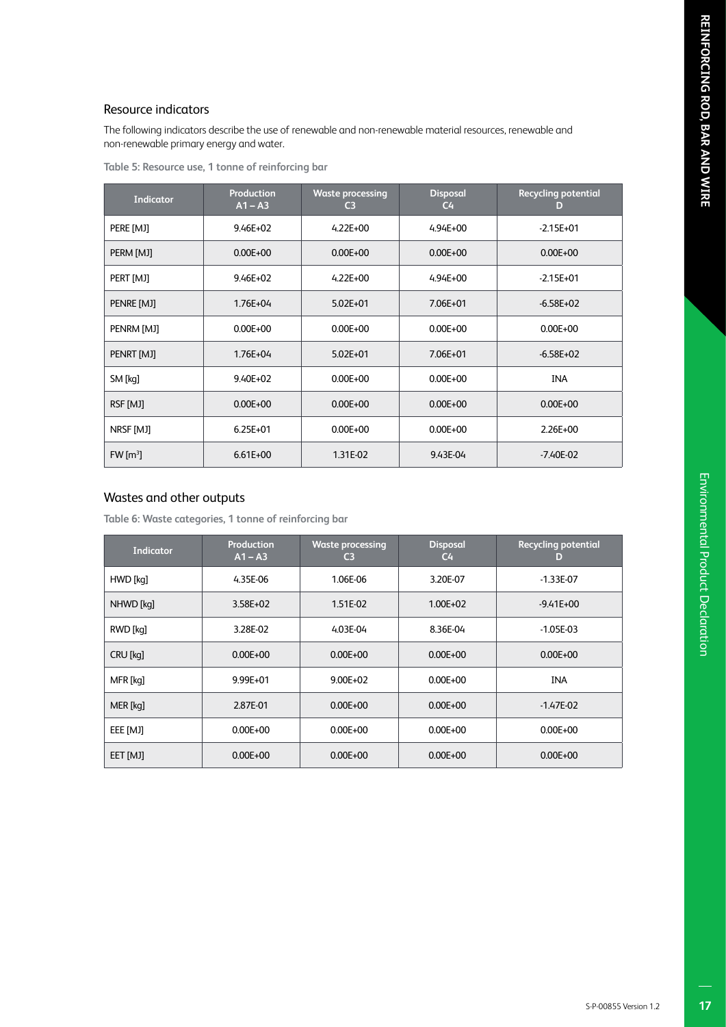## Resource indicators

The following indicators describe the use of renewable and non-renewable material resources, renewable and non-renewable primary energy and water.

**Table 5: Resource use, 1 tonne of reinforcing bar**

| Indicator | Production A1 – A3 | Waste processing C3 | Disposal C4 | Recycling potential D |
|---|---|---|---|---|
| PERE [MJ] | 9.46E+02 | 4.22E+00 | 4.94E+00 | -2.15E+01 |
| PERM [MJ] | 0.00E+00 | 0.00E+00 | 0.00E+00 | 0.00E+00 |
| PERT [MJ] | 9.46E+02 | 4.22E+00 | 4.94E+00 | -2.15E+01 |
| PENRE [MJ] | 1.76E+04 | 5.02E+01 | 7.06E+01 | -6.58E+02 |
| PENRM [MJ] | 0.00E+00 | 0.00E+00 | 0.00E+00 | 0.00E+00 |
| PENRT [MJ] | 1.76E+04 | 5.02E+01 | 7.06E+01 | -6.58E+02 |
| SM [kg] | 9.40E+02 | 0.00E+00 | 0.00E+00 | INA |
| RSF [MJ] | 0.00E+00 | 0.00E+00 | 0.00E+00 | 0.00E+00 |
| NRSF [MJ] | 6.25E+01 | 0.00E+00 | 0.00E+00 | 2.26E+00 |
| FW [$m^3$] | 6.61E+00 | 1.31E-02 | 9.43E-04 | -7.40E-02 |

## Wastes and other outputs

**Table 6: Waste categories, 1 tonne of reinforcing bar**

| Indicator | Production A1 – A3 | Waste processing C3 | Disposal C4 | Recycling potential D |
|---|---|---|---|---|
| HWD [kg] | 4.35E-06 | 1.06E-06 | 3.20E-07 | -1.33E-07 |
| NHWD [kg] | 3.58E+02 | 1.51E-02 | 1.00E+02 | -9.41E+00 |
| RWD [kg] | 3.28E-02 | 4.03E-04 | 8.36E-04 | -1.05E-03 |
| CRU [kg] | 0.00E+00 | 0.00E+00 | 0.00E+00 | 0.00E+00 |
| MFR [kg] | 9.99E+01 | 9.00E+02 | 0.00E+00 | INA |
| MER [kg] | 2.87E-01 | 0.00E+00 | 0.00E+00 | -1.47E-02 |
| EEE [MJ] | 0.00E+00 | 0.00E+00 | 0.00E+00 | 0.00E+00 |
| EET [MJ] | 0.00E+00 | 0.00E+00 | 0.00E+00 | 0.00E+00 |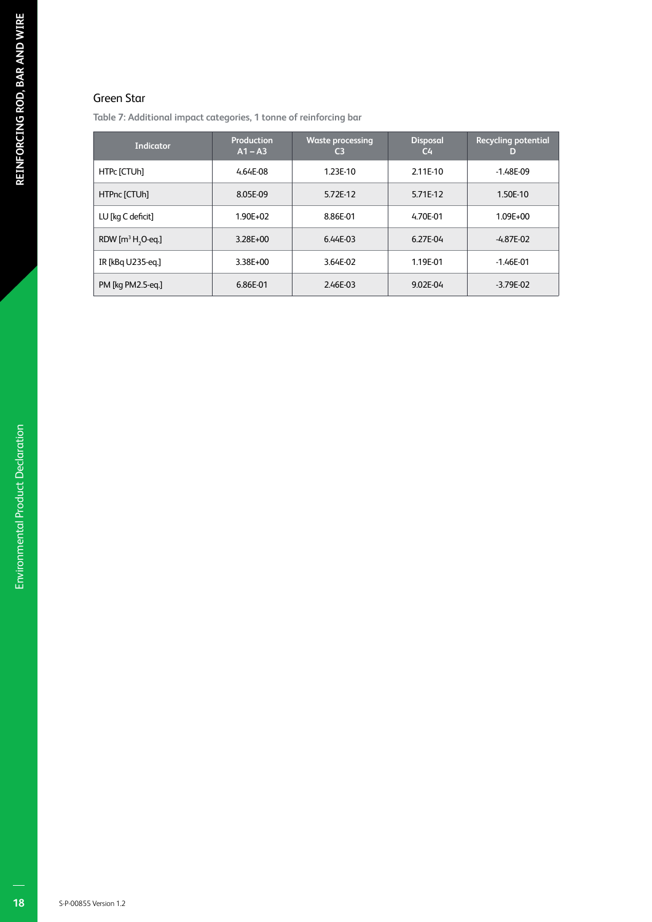## Green Star

Table 7: Additional impact categories, 1 tonne of reinforcing bar

| Indicator | Production A1 – A3 | Waste processing C3 | Disposal C4 | Recycling potential D |
|---|---|---|---|---|
| HTPc [CTUh] | 4.64E-08 | 1.23E-10 | 2.11E-10 | -1.48E-09 |
| HTPnc [CTUh] | 8.05E-09 | 5.72E-12 | 5.71E-12 | 1.50E-10 |
| LU [kg C deficit] | 1.90E+02 | 8.86E-01 | 4.70E-01 | 1.09E+00 |
| RDW [$m^3$ $H_2O$-eq.] | 3.28E+00 | 6.44E-03 | 6.27E-04 | -4.87E-02 |
| IR [kBq U235-eq.] | 3.38E+00 | 3.64E-02 | 1.19E-01 | -1.46E-01 |
| PM [kg PM2.5-eq.] | 6.86E-01 | 2.46E-03 | 9.02E-04 | -3.79E-02 |

S-P-00855 Version 1.2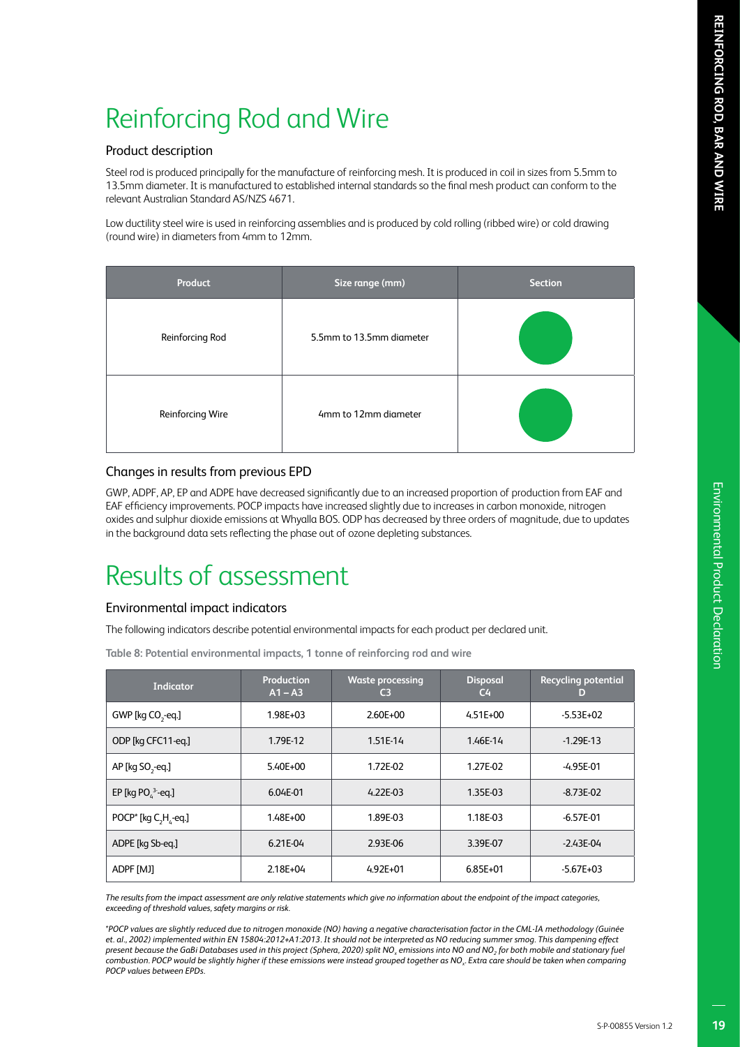# Reinforcing Rod and Wire

## Product description

Steel rod is produced principally for the manufacture of reinforcing mesh. It is produced in coil in sizes from 5.5mm to 13.5mm diameter. It is manufactured to established internal standards so the final mesh product can conform to the relevant Australian Standard AS/NZS 4671.

Low ductility steel wire is used in reinforcing assemblies and is produced by cold rolling (ribbed wire) or cold drawing (round wire) in diameters from 4mm to 12mm.

| Product | Size range (mm) | Section |
|---|---|---|
| Reinforcing Rod | 5.5mm to 13.5mm diameter | |
| Reinforcing Wire | 4mm to 12mm diameter | |

## Changes in results from previous EPD

GWP, ADPF, AP, EP and ADPE have decreased significantly due to an increased proportion of production from EAF and EAF efficiency improvements. POCP impacts have increased slightly due to increases in carbon monoxide, nitrogen oxides and sulphur dioxide emissions at Whyalla BOS. ODP has decreased by three orders of magnitude, due to updates in the background data sets reflecting the phase out of ozone depleting substances.

# Results of assessment

## Environmental impact indicators

The following indicators describe potential environmental impacts for each product per declared unit.

**Table 8: Potential environmental impacts, 1 tonne of reinforcing rod and wire**

| Indicator | Production A1 – A3 | Waste processing C3 | Disposal C4 | Recycling potential D |
|---|---|---|---|---|
| GWP [kg $CO_2$-eq.] | 1.98E+03 | 2.60E+00 | 4.51E+00 | -5.53E+02 |
| ODP [kg CFC11-eq.] | 1.79E-12 | 1.51E-14 | 1.46E-14 | -1.29E-13 |
| AP [kg $SO_2$-eq.] | 5.40E+00 | 1.72E-02 | 1.27E-02 | -4.95E-01 |
| EP [kg $PO_4^{3-}$-eq.] | 6.04E-01 | 4.22E-03 | 1.35E-03 | -8.73E-02 |
| POCP* [kg $C_2H_4$-eq.] | 1.48E+00 | 1.89E-03 | 1.18E-03 | -6.57E-01 |
| ADPE [kg Sb-eq.] | 6.21E-04 | 2.93E-06 | 3.39E-07 | -2.43E-04 |
| ADPF [MJ] | 2.18E+04 | 4.92E+01 | 6.85E+01 | -5.67E+03 |

*The results from the impact assessment are only relative statements which give no information about the endpoint of the impact categories, exceeding of threshold values, safety margins or risk.*

*\*POCP values are slightly reduced due to nitrogen monoxide (NO) having a negative characterisation factor in the CML-IA methodology (Guinée et. al., 2002) implemented within EN 15804:2012+A1:2013. It should not be interpreted as NO reducing summer smog. This dampening effect present because the GaBi Databases used in this project (Sphera, 2020) split $NO_x$ emissions into NO and $NO_2$ for both mobile and stationary fuel combustion. POCP would be slightly higher if these emissions were instead grouped together as $NO_x$. Extra care should be taken when comparing POCP values between EPDs.*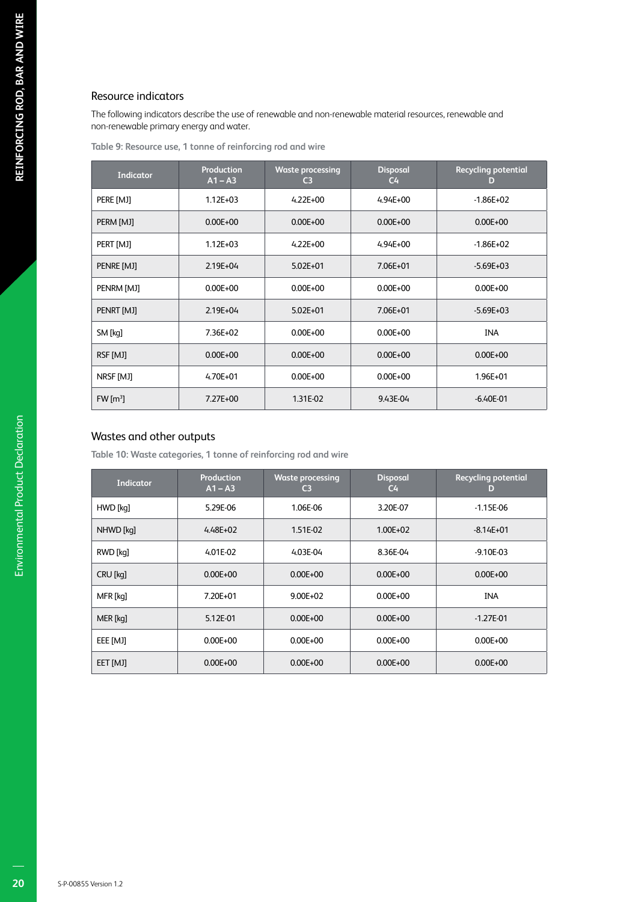## Resource indicators

The following indicators describe the use of renewable and non-renewable material resources, renewable and non-renewable primary energy and water.

**Table 9: Resource use, 1 tonne of reinforcing rod and wire**

| Indicator | Production A1 – A3 | Waste processing C3 | Disposal C4 | Recycling potential D |
|---|---|---|---|---|
| PERE [MJ] | 1.12E+03 | 4.22E+00 | 4.94E+00 | -1.86E+02 |
| PERM [MJ] | 0.00E+00 | 0.00E+00 | 0.00E+00 | 0.00E+00 |
| PERT [MJ] | 1.12E+03 | 4.22E+00 | 4.94E+00 | -1.86E+02 |
| PENRE [MJ] | 2.19E+04 | 5.02E+01 | 7.06E+01 | -5.69E+03 |
| PENRM [MJ] | 0.00E+00 | 0.00E+00 | 0.00E+00 | 0.00E+00 |
| PENRT [MJ] | 2.19E+04 | 5.02E+01 | 7.06E+01 | -5.69E+03 |
| SM [kg] | 7.36E+02 | 0.00E+00 | 0.00E+00 | INA |
| RSF [MJ] | 0.00E+00 | 0.00E+00 | 0.00E+00 | 0.00E+00 |
| NRSF [MJ] | 4.70E+01 | 0.00E+00 | 0.00E+00 | 1.96E+01 |
| FW [$m^3$] | 7.27E+00 | 1.31E-02 | 9.43E-04 | -6.40E-01 |

## Wastes and other outputs

**Table 10: Waste categories, 1 tonne of reinforcing rod and wire**

| Indicator | Production A1 – A3 | Waste processing C3 | Disposal C4 | Recycling potential D |
|---|---|---|---|---|
| HWD [kg] | 5.29E-06 | 1.06E-06 | 3.20E-07 | -1.15E-06 |
| NHWD [kg] | 4.48E+02 | 1.51E-02 | 1.00E+02 | -8.14E+01 |
| RWD [kg] | 4.01E-02 | 4.03E-04 | 8.36E-04 | -9.10E-03 |
| CRU [kg] | 0.00E+00 | 0.00E+00 | 0.00E+00 | 0.00E+00 |
| MFR [kg] | 7.20E+01 | 9.00E+02 | 0.00E+00 | INA |
| MER [kg] | 5.12E-01 | 0.00E+00 | 0.00E+00 | -1.27E-01 |
| EEE [MJ] | 0.00E+00 | 0.00E+00 | 0.00E+00 | 0.00E+00 |
| EET [MJ] | 0.00E+00 | 0.00E+00 | 0.00E+00 | 0.00E+00 |

S-P-00855 Version 1.2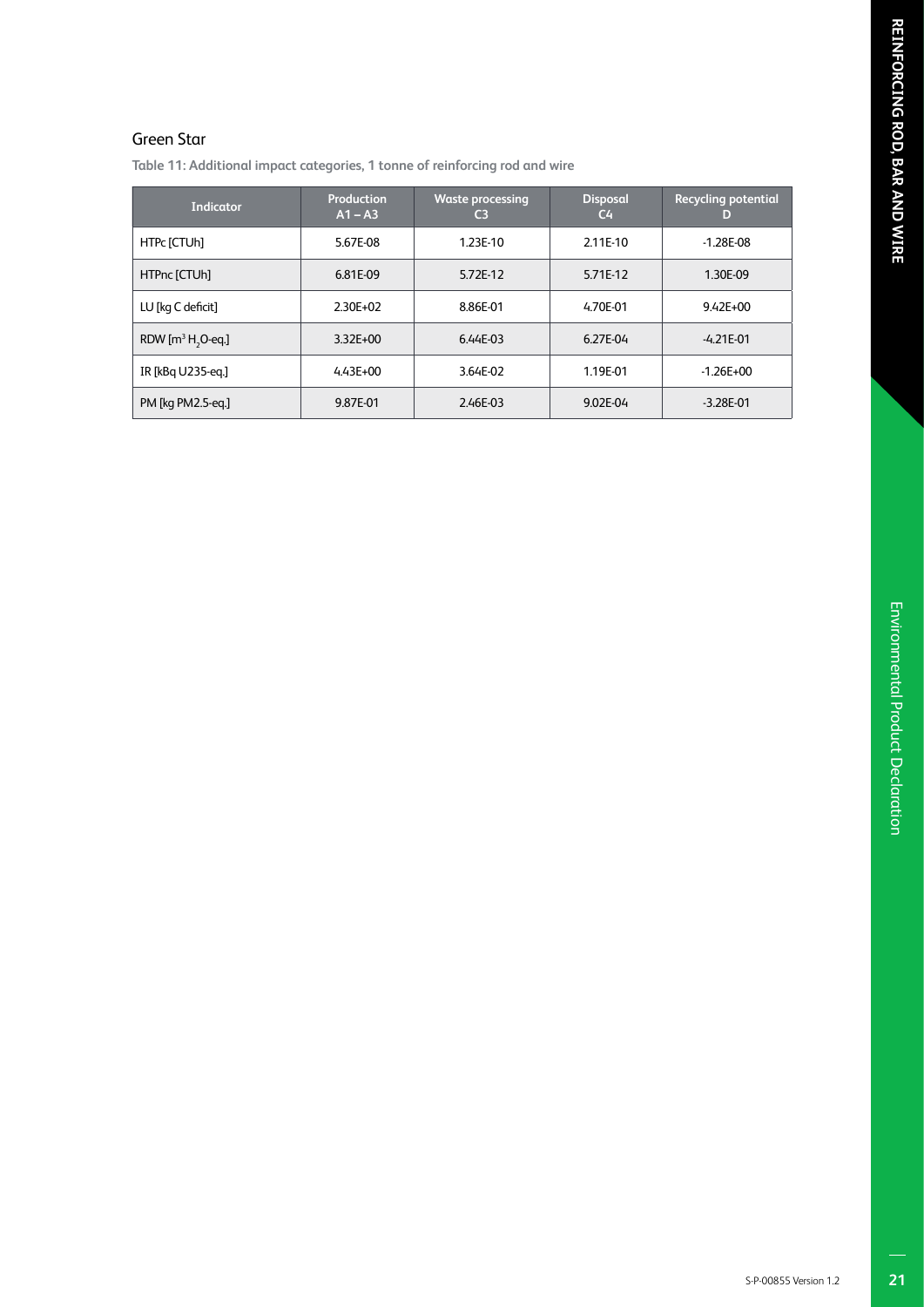## Green Star

**Table 11: Additional impact categories, 1 tonne of reinforcing rod and wire**

| Indicator | Production A1 – A3 | Waste processing C3 | Disposal C4 | Recycling potential D |
|---|---|---|---|---|
| HTPc [CTUh] | 5.67E-08 | 1.23E-10 | 2.11E-10 | -1.28E-08 |
| HTPnc [CTUh] | 6.81E-09 | 5.72E-12 | 5.71E-12 | 1.30E-09 |
| LU [kg C deficit] | 2.30E+02 | 8.86E-01 | 4.70E-01 | 9.42E+00 |
| RDW [$m^3$ $H_2O$-eq.] | 3.32E+00 | 6.44E-03 | 6.27E-04 | -4.21E-01 |
| IR [kBq U235-eq.] | 4.43E+00 | 3.64E-02 | 1.19E-01 | -1.26E+00 |
| PM [kg PM2.5-eq.] | 9.87E-01 | 2.46E-03 | 9.02E-04 | -3.28E-01 |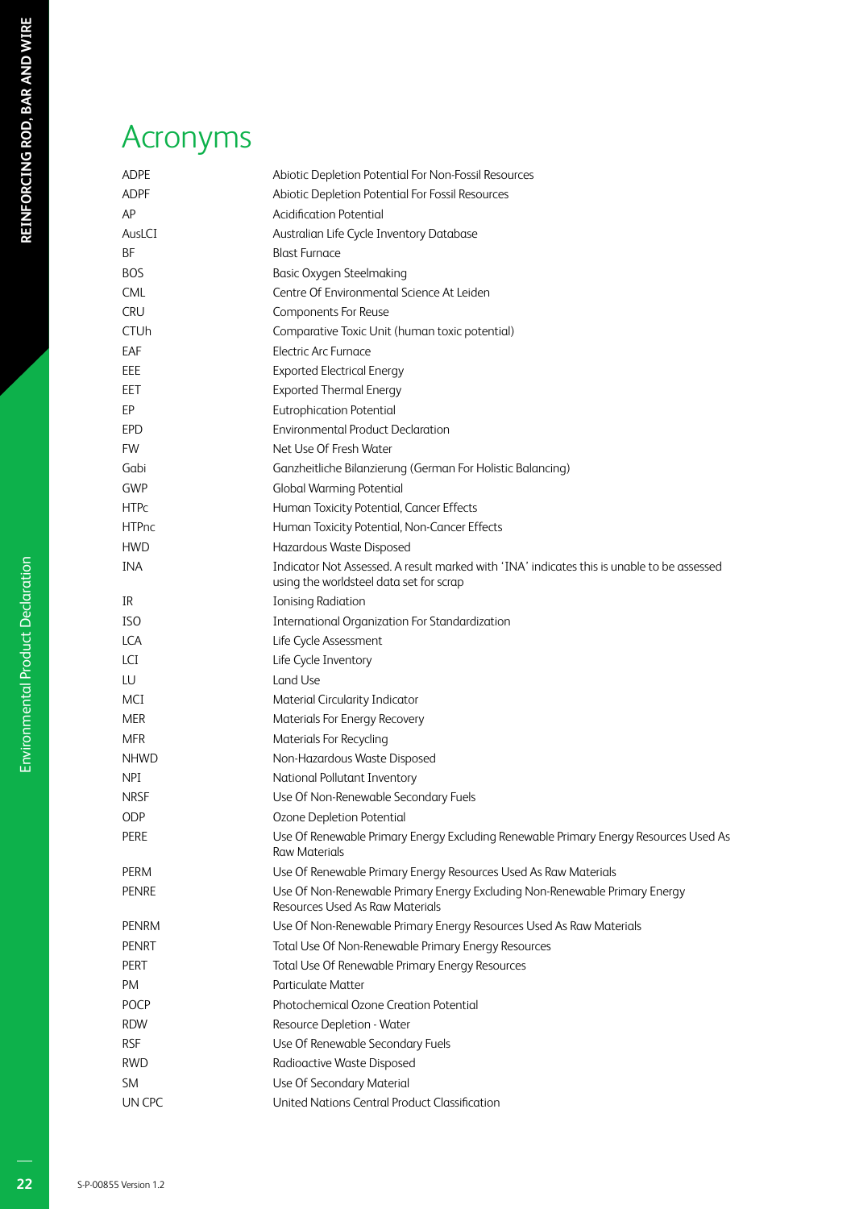# Acronyms

| | |
|---|---|
| ADPE | Abiotic Depletion Potential For Non-Fossil Resources |
| ADPF | Abiotic Depletion Potential For Fossil Resources |
| AP | Acidification Potential |
| AusLCI | Australian Life Cycle Inventory Database |
| BF | Blast Furnace |
| BOS | Basic Oxygen Steelmaking |
| CML | Centre Of Environmental Science At Leiden |
| CRU | Components For Reuse |
| CTUh | Comparative Toxic Unit (human toxic potential) |
| EAF | Electric Arc Furnace |
| EEE | Exported Electrical Energy |
| EET | Exported Thermal Energy |
| EP | Eutrophication Potential |
| EPD | Environmental Product Declaration |
| FW | Net Use Of Fresh Water |
| Gabi | Ganzheitliche Bilanzierung (German For Holistic Balancing) |
| GWP | Global Warming Potential |
| HTPc | Human Toxicity Potential, Cancer Effects |
| HTPnc | Human Toxicity Potential, Non-Cancer Effects |
| HWD | Hazardous Waste Disposed |
| INA | Indicator Not Assessed. A result marked with 'INA' indicates this is unable to be assessed using the worldsteel data set for scrap |
| IR | Ionising Radiation |
| ISO | International Organization For Standardization |
| LCA | Life Cycle Assessment |
| LCI | Life Cycle Inventory |
| LU | Land Use |
| MCI | Material Circularity Indicator |
| MER | Materials For Energy Recovery |
| MFR | Materials For Recycling |
| NHWD | Non-Hazardous Waste Disposed |
| NPI | National Pollutant Inventory |
| NRSF | Use Of Non-Renewable Secondary Fuels |
| ODP | Ozone Depletion Potential |
| PERE | Use Of Renewable Primary Energy Excluding Renewable Primary Energy Resources Used As Raw Materials |
| PERM | Use Of Renewable Primary Energy Resources Used As Raw Materials |
| PENRE | Use Of Non-Renewable Primary Energy Excluding Non-Renewable Primary Energy Resources Used As Raw Materials |
| PENRM | Use Of Non-Renewable Primary Energy Resources Used As Raw Materials |
| PENRT | Total Use Of Non-Renewable Primary Energy Resources |
| PERT | Total Use Of Renewable Primary Energy Resources |
| PM | Particulate Matter |
| POCP | Photochemical Ozone Creation Potential |
| RDW | Resource Depletion - Water |
| RSF | Use Of Renewable Secondary Fuels |
| RWD | Radioactive Waste Disposed |
| SM | Use Of Secondary Material |
| UN CPC | United Nations Central Product Classification |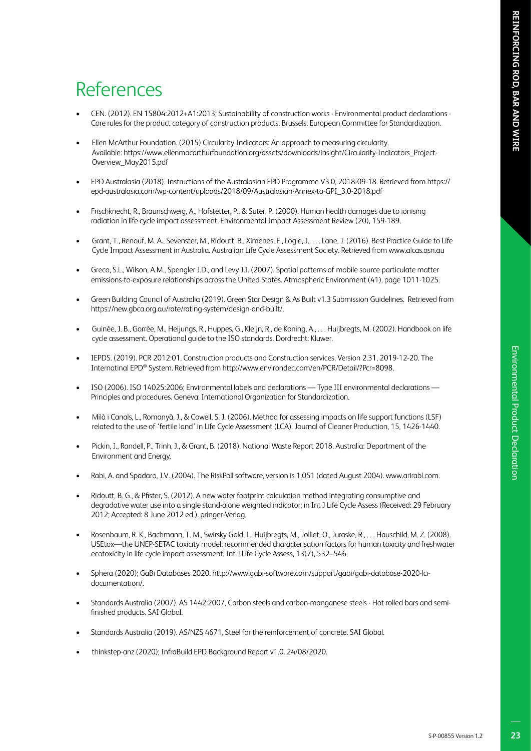# References

- CEN. (2012). EN 15804:2012+A1:2013; Sustainability of construction works - Environmental product declarations - Core rules for the product category of construction products. Brussels: European Committee for Standardization.

- Ellen McArthur Foundation. (2015) Circularity Indicators: An approach to measuring circularity. Available: https://www.ellenmacarthurfoundation.org/assets/downloads/insight/Circularity-Indicators_Project-Overview_May2015.pdf

- EPD Australasia (2018). Instructions of the Australasian EPD Programme V3.0, 2018-09-18. Retrieved from https://epd-australasia.com/wp-content/uploads/2018/09/Australasian-Annex-to-GPI_3.0-2018.pdf

- Frischknecht, R., Braunschweig, A., Hofstetter, P., & Suter, P. (2000). Human health damages due to ionising radiation in life cycle impact assessment. Environmental Impact Assessment Review (20), 159-189.

- Grant, T., Renouf, M. A., Sevenster, M., Ridoutt, B., Ximenes, F., Logie, J., . . . Lane, J. (2016). Best Practice Guide to Life Cycle Impact Assessment in Australia. Australian Life Cycle Assessment Society. Retrieved from www.alcas.asn.au

- Greco, S.L., Wilson, A.M., Spengler J.D., and Levy J.I. (2007). Spatial patterns of mobile source particulate matter emissions-to-exposure relationships across the United States. Atmospheric Environment (41), page 1011-1025.

- Green Building Council of Australia (2019). Green Star Design & As Built v1.3 Submission Guidelines. Retrieved from https://new.gbca.org.au/rate/rating-system/design-and-built/.

- Guinée, J. B., Gorrée, M., Heijungs, R., Huppes, G., Kleijn, R., de Koning, A., . . . Huijbregts, M. (2002). Handbook on life cycle assessment. Operational guide to the ISO standards. Dordrecht: Kluwer.

- IEPDS. (2019). PCR 2012:01, Construction products and Construction services, Version 2.31, 2019-12-20. The Internatinal EPD® System. Retrieved from http://www.environdec.com/en/PCR/Detail/?Pcr=8098.

- ISO (2006). ISO 14025:2006; Environmental labels and declarations — Type III environmental declarations — Principles and procedures. Geneva: International Organization for Standardization.

- Milà i Canals, L., Romanyà, J., & Cowell, S. J. (2006). Method for assessing impacts on life support functions (LSF) related to the use of 'fertile land' in Life Cycle Assessment (LCA). Journal of Cleaner Production, 15, 1426-1440.

- Pickin, J., Randell, P., Trinh, J., & Grant, B. (2018). National Waste Report 2018. Australia: Department of the Environment and Energy.

- Rabi, A. and Spadaro, J.V. (2004). The RiskPoll software, version is 1.051 (dated August 2004). www.arirabl.com.

- Ridoutt, B. G., & Pfister, S. (2012). A new water footprint calculation method integrating consumptive and degradative water use into a single stand-alone weighted indicator; in Int J Life Cycle Assess (Received: 29 February 2012; Accepted: 8 June 2012 ed.). pringer-Verlag.

- Rosenbaum, R. K., Bachmann, T. M., Swirsky Gold, L., Huijbregts, M., Jolliet, O., Juraske, R., . . . Hauschild, M. Z. (2008). USEtox—the UNEP-SETAC toxicity model: recommended characterisation factors for human toxicity and freshwater ecotoxicity in life cycle impact assessment. Int J Life Cycle Assess, 13(7), 532–546.

- Sphera (2020); GaBi Databases 2020. http://www.gabi-software.com/support/gabi/gabi-database-2020-lci-documentation/.

- Standards Australia (2007). AS 1442:2007, Carbon steels and carbon-manganese steels - Hot rolled bars and semi-finished products. SAI Global.

- Standards Australia (2019). AS/NZS 4671, Steel for the reinforcement of concrete. SAI Global.

- thinkstep-anz (2020); InfraBuild EPD Background Report v1.0. 24/08/2020.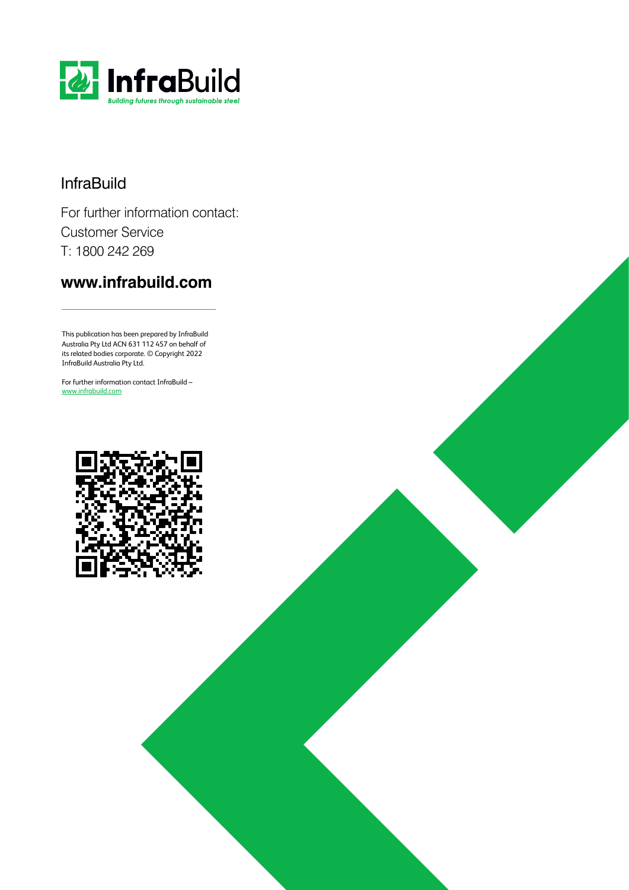InfraBuild

*Building futures through sustainable steel*

## InfraBuild

For further information contact:
Customer Service
T: 1800 242 269

### www.infrabuild.com

This publication has been prepared by InfraBuild Australia Pty Ltd ACN 631 112 457 on behalf of its related bodies corporate. © Copyright 2022 InfraBuild Australia Pty Ltd.

For further information contact InfraBuild – www.infrabuild.com